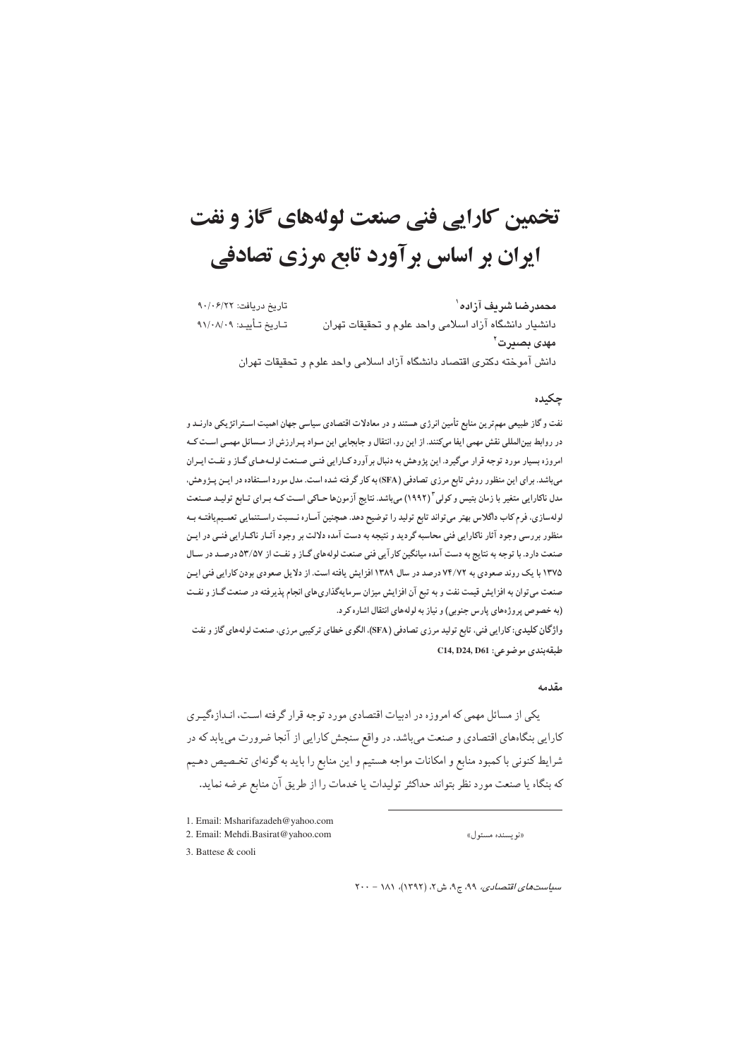# تخمین کارایی فنی صنعت لوله‌های گاز و نفت ایران بر اساس برآورد تابع مرزی تصادفی

**محمدرضا شریف آزاده**[1]
دانشیار دانشگاه آزاد اسلامی واحد علوم و تحقیقات تهران

**مهدی بصیرت**[2]
دانش آموخته دکتری اقتصاد دانشگاه آزاد اسلامی واحد علوم و تحقیقات تهران

تاریخ دریافت: ۹۰/۰۶/۲۲
تاریخ تأیید: ۹۱/۰۸/۰۹

## چکیده

نفت و گاز طبیعی مهم‌ترین منابع تأمین انرژی هستند و در معادلات اقتصادی سیاسی جهان اهمیت استراتژیکی دارند و در روابط بین‌المللی نقش مهمی ایفا می‌کنند. از این رو، انتقال و جابجایی این مواد پرارزش از مسائل مهمی است که امروزه بسیار مورد توجه قرار می‌گیرد. این پژوهش به دنبال برآورد کارایی فنی صنعت لوله‌های گاز و نفت ایران می‌باشد. برای این منظور روش تابع مرزی تصادفی (SFA) به کار گرفته شده است. مدل مورد استفاده در این پژوهش، مدل ناکارایی متغیر با زمان بتیس و کولی[3] (۱۹۹۲) می‌باشد. نتایج آزمون‌ها حاکی است که برای تابع تولید صنعت لوله‌سازی، فرم کاب داگلاس بهتر می‌تواند تابع تولید را توضیح دهد. همچنین آماره نسبت راستنمایی تعمیم‌یافته به منظور بررسی وجود آثار ناکارایی فنی محاسبه گردید و نتیجه به دست آمده دلالت بر وجود آثار ناکارایی فنی در این صنعت دارد. با توجه به نتایج به دست آمده میانگین کارآیی فنی صنعت لوله‌های گاز و نفت از ۵۳/۵۷ درصد در سال ۱۳۷۵ با یک روند صعودی به ۷۴/۷۲ درصد در سال ۱۳۸۹ افزایش یافته است. از دلایل صعودی بودن کارایی فنی این صنعت می‌توان به افزایش قیمت نفت و به تبع آن افزایش میزان سرمایه‌گذاری‌های انجام پذیرفته در صنعت گاز و نفت (به خصوص پروژه‌های پارس جنوبی) و نیاز به لوله‌های انتقال اشاره کرد.

**واژگان کلیدی:** کارایی فنی، تابع تولید مرزی تصادفی (SFA)، الگوی خطای ترکیبی مرزی، صنعت لوله‌های گاز و نفت

**طبقه‌بندی موضوعی:** C14, D24, D61

## مقدمه

یکی از مسائل مهمی که امروزه در ادبیات اقتصادی مورد توجه قرار گرفته است، اندازه‌گیری کارایی بنگاه‌های اقتصادی و صنعت می‌باشد. در واقع سنجش کارایی از آنجا ضرورت می‌یابد که در شرایط کنونی با کمبود منابع و امکانات مواجه هستیم و این منابع را باید به گونه‌ای تخصیص دهیم که بنگاه یا صنعت مورد نظر بتواند حداکثر تولیدات یا خدمات را از طریق آن منابع عرضه نماید.

---

1. Email: Msharifazadeh@yahoo.com
2. Email: Mehdi.Basirat@yahoo.com «نویسنده مسئول»
3. Battese & cooli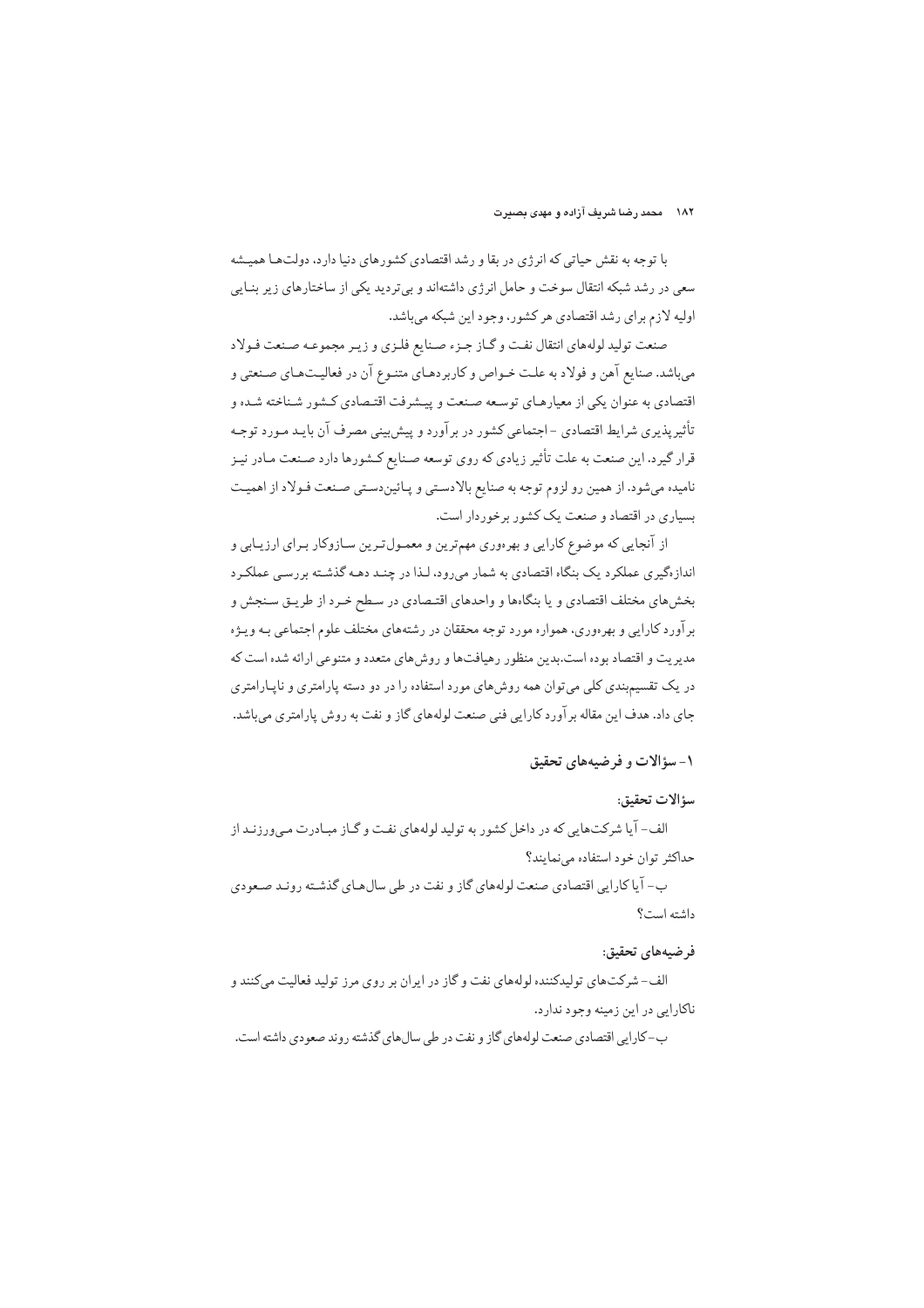با توجه به نقش حیاتی که انرژی در بقا و رشد اقتصادی کشورهای دنیا دارد، دولت‌ها همیشه سعی در رشد شبکه انتقال سوخت و حامل انرژی داشته‌اند و بی‌تردید یکی از ساختارهای زیر بنایی اولیه لازم برای رشد اقتصادی هر کشور، وجود این شبکه می‌باشد.

صنعت تولید لوله‌های انتقال نفت و گاز جزء صنایع فلزی و زیر مجموعه صنعت فولاد می‌باشد. صنایع آهن و فولاد به علت خواص و کاربردهای متنوع آن در فعالیت‌های صنعتی و اقتصادی به عنوان یکی از معیارهای توسعه صنعت و پیشرفت اقتصادی کشور شناخته شده و تأثیرپذیری شرایط اقتصادی - اجتماعی کشور در برآورد و پیش‌بینی مصرف آن باید مورد توجه قرار گیرد. این صنعت به علت تأثیر زیادی که روی توسعه صنایع کشورها دارد صنعت مادر نیز نامیده می‌شود. از همین رو لزوم توجه به صنایع بالادستی و پائین‌دستی صنعت فولاد از اهمیت بسیاری در اقتصاد و صنعت یک کشور برخوردار است.

از آنجایی که موضوع کارایی و بهره‌وری مهم‌ترین و معمول‌ترین سازوکار برای ارزیابی و اندازه‌گیری عملکرد یک بنگاه اقتصادی به شمار می‌رود، لذا در چند دهه گذشته بررسی عملکرد بخش‌های مختلف اقتصادی و یا بنگاه‌ها و واحدهای اقتصادی در سطح خرد از طریق سنجش و برآورد کارایی و بهره‌وری، همواره مورد توجه محققان در رشته‌های مختلف علوم اجتماعی به ویژه مدیریت و اقتصاد بوده است.بدین منظور رهیافت‌ها و روش‌های متعدد و متنوعی ارائه شده است که در یک تقسیم‌بندی کلی می‌توان همه روش‌های مورد استفاده را در دو دسته پارامتری و ناپارامتری جای داد. هدف این مقاله برآورد کارایی فنی صنعت لوله‌های گاز و نفت به روش پارامتری می‌باشد.

## ۱- سؤالات و فرضیه‌های تحقیق

### سؤالات تحقیق:

الف- آیا شرکت‌هایی که در داخل کشور به تولید لوله‌های نفت و گاز مبادرت می‌ورزند از حداکثر توان خود استفاده می‌نمایند؟

ب- آیا کارایی اقتصادی صنعت لوله‌های گاز و نفت در طی سال‌های گذشته روند صعودی داشته است؟

### فرضیه‌های تحقیق:

الف- شرکت‌های تولیدکننده لوله‌های نفت و گاز در ایران بر روی مرز تولید فعالیت می‌کنند و ناکارایی در این زمینه وجود ندارد.

ب- کارایی اقتصادی صنعت لوله‌های گاز و نفت در طی سال‌های گذشته روند صعودی داشته است.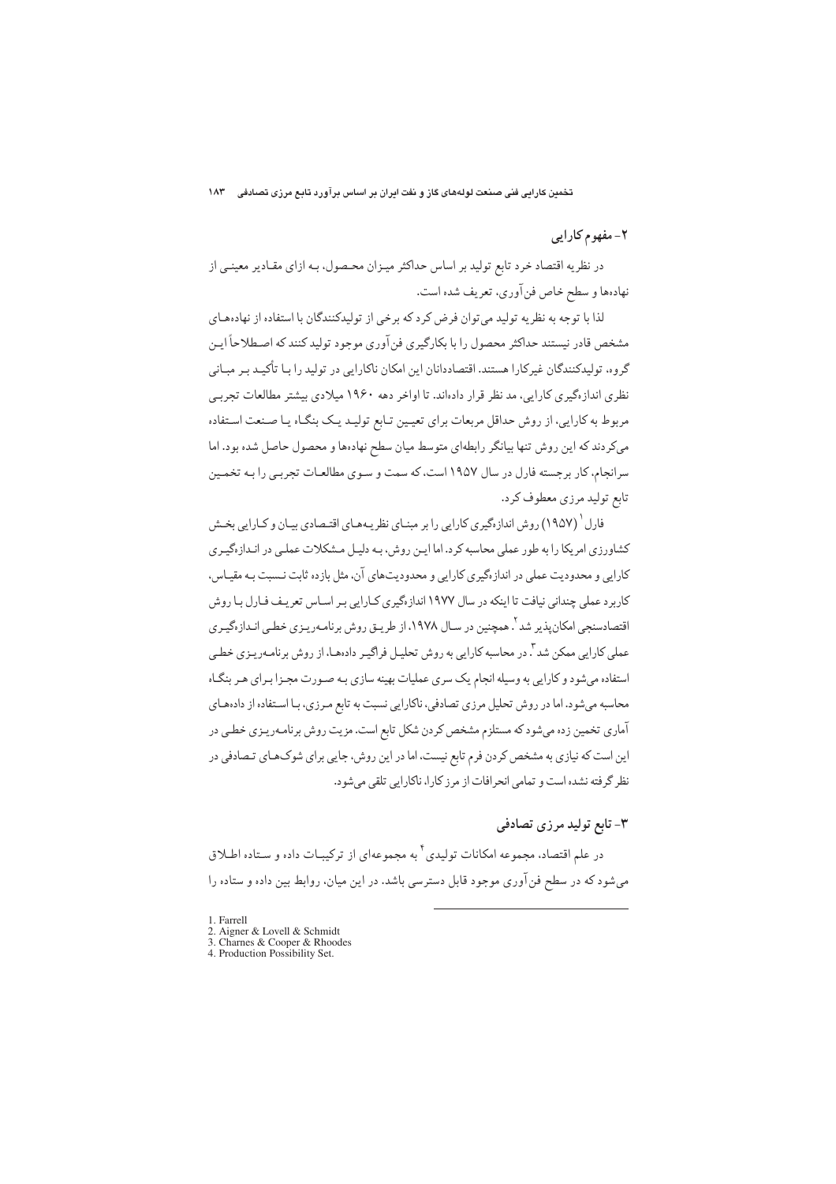## ۲- مفهوم کارایی

در نظریه اقتصاد خرد تابع تولید بر اساس حداکثر میـزان محـصول، بـه ازای مقـادیر معینـی از نهاده‌ها و سطح خاص فن‌آوری، تعریف شده است.

لذا با توجه به نظریه تولید می‌توان فرض کرد که برخی از تولیدکنندگان با استفاده از نهاده‌های مشخص قادر نیستند حداکثر محصول را با بکارگیری فن‌آوری موجود تولیدکنند که اصطلاحاً ایـن گروه، تولیدکنندگان غیرکارا هستند. اقتصاددانان این امکان ناکارایی در تولید را بـا تأکیـد بـر مبـانی نظری اندازه‌گیری کارایی، مد نظر قرار داده‌اند. تا اواخر دهه ۱۹۶۰ میلادی بیشتر مطالعات تجربـی مربوط به کارایی، از روش حداقل مربعات برای تعیـین تـابع تولیـد یـک بنگـاه یـا صـنعت اسـتفاده می‌کردند که این روش تنها بیانگر رابطه‌ای متوسط میان سطح نهاده‌ها و محصول حاصل شده بود. اما سرانجام، کار برجسته فارل در سال ۱۹۵۷ است، که سمت و سـوی مطالعـات تجربـی را بـه تخمـین تابع تولید مرزی معطوف کرد.

فارل[1] (۱۹۵۷) روش اندازه‌گیری کارایی را بر مبنـای نظریـه‌هـای اقتـصادی بیـان و کـارایی بخـش کشاورزی امریکا را به طور عملی محاسبه کرد. اما ایـن روش، بـه دلیـل مـشکلات عملـی در انـدازه‌گیـری کارایی و محدودیت عملی در اندازه‌گیری کارایی و محدودیت‌های آن، مثل بازده ثابت نـسبت بـه مقیـاس، کاربرد عملی چندانی نیافت تا اینکه در سال ۱۹۷۷ اندازه‌گیری کـارایی بـر اسـاس تعریـف فـارل بـا روش اقتصادسنجی امکان‌پذیر شد[2]. همچنین در سـال ۱۹۷۸، از طریـق روش برنامـه‌ریـزی خطـی انـدازه‌گیـری عملی کارایی ممکن شد[3]. در محاسبه کارایی به روش تحلیـل فراگیـر داده‌هـا، از روش برنامـه‌ریـزی خطـی استفاده می‌شود و کارایی به وسیله انجام یک سری عملیات بهینه سازی بـه صـورت مجـزا بـرای هـر بنگـاه محاسبه می‌شود. اما در روش تحلیل مرزی تصادفی، ناکارایی نسبت به تابع مـرزی، بـا اسـتفاده از داده‌هـای آماری تخمین زده می‌شود که مستلزم مشخص کردن شکل تابع است. مزیت روش برنامـه‌ریـزی خطـی در این است که نیازی به مشخص کردن فرم تابع نیست، اما در این روش، جایی برای شوک‌هـای تـصادفی در نظر گرفته نشده است و تمامی انحرافات از مرزکارا، ناکارایی تلقی می‌شود.

## ۳- تابع تولید مرزی تصادفی

در علم اقتصاد، مجموعه امکانات تولیدی[4] به مجموعه‌ای از ترکیبـات داده و سـتاده اطـلاق می‌شود که در سطح فن‌آوری موجود قابل دسترسی باشد. در این میان، روابط بین داده و ستاده را

---

1. Farrell
2. Aigner & Lovell & Schmidt
3. Charnes & Cooper & Rhoodes
4. Production Possibility Set.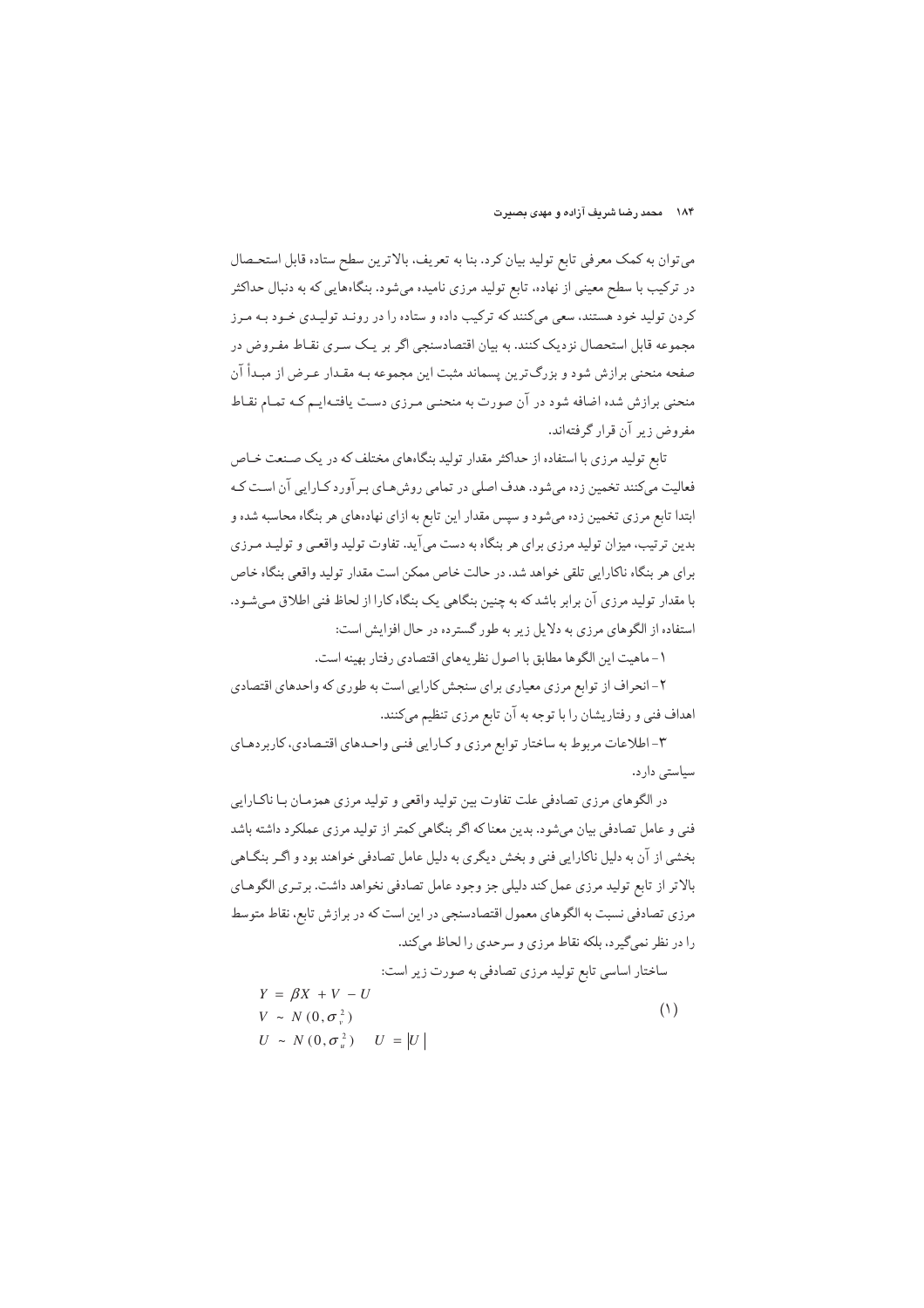می‌توان به کمک معرفی تابع تولید بیان کرد. بنا به تعریف، بالاترین سطح ستاده قابل استحصال در ترکیب با سطح معینی از نهاده، تابع تولید مرزی نامیده می‌شود. بنگاه‌هایی که به دنبال حداکثر کردن تولید خود هستند، سعی می‌کنند که ترکیب داده و ستاده را در روند تولیدی خود به مرز مجموعه قابل استحصال نزدیک کنند. به بیان اقتصادسنجی اگر بر یک سری نقاط مفروض در صفحه منحنی برازش شود و بزرگ‌ترین پسماند مثبت این مجموعه به مقدار عرض از مبدأ آن منحنی برازش شده اضافه شود در آن صورت به منحنی مرزی دست یافته‌ایم که تمام نقاط مفروض زیر آن قرار گرفته‌اند.

تابع تولید مرزی با استفاده از حداکثر مقدار تولید بنگاه‌های مختلف که در یک صنعت خاص فعالیت می‌کنند تخمین زده می‌شود. هدف اصلی در تمامی روش‌های برآورد کارایی آن است که ابتدا تابع مرزی تخمین زده می‌شود و سپس مقدار این تابع به ازای نهاده‌های هر بنگاه محاسبه شده و بدین ترتیب، میزان تولید مرزی برای هر بنگاه به دست می‌آید. تفاوت تولید واقعی و تولید مرزی برای هر بنگاه ناکارایی تلقی خواهد شد. در حالت خاص ممکن است مقدار تولید واقعی بنگاه خاص با مقدار تولید مرزی آن برابر باشد که به چنین بنگاهی یک بنگاه کارا از لحاظ فنی اطلاق می‌شود. استفاده از الگوهای مرزی به دلایل زیر به طور گسترده در حال افزایش است:

۱- ماهیت این الگوها مطابق با اصول نظریه‌های اقتصادی رفتار بهینه است.

۲- انحراف از توابع مرزی معیاری برای سنجش کارایی است به طوری که واحدهای اقتصادی اهداف فنی و رفتاریشان را با توجه به آن تابع مرزی تنظیم می‌کنند.

۳- اطلاعات مربوط به ساختار توابع مرزی و کارایی فنی واحدهای اقتصادی، کاربردهای سیاستی دارد.

در الگوهای مرزی تصادفی علت تفاوت بین تولید واقعی و تولید مرزی همزمان با ناکارایی فنی و عامل تصادفی بیان می‌شود. بدین معنا که اگر بنگاهی کمتر از تولید مرزی عملکرد داشته باشد بخشی از آن به دلیل ناکارایی فنی و بخش دیگری به دلیل عامل تصادفی خواهند بود و اگر بنگاهی بالاتر از تابع تولید مرزی عمل کند دلیلی جز وجود عامل تصادفی نخواهد داشت. برتری الگوهای مرزی تصادفی نسبت به الگوهای معمول اقتصادسنجی در این است که در برازش تابع، نقاط متوسط را در نظر نمی‌گیرد، بلکه نقاط مرزی و سرحدی را لحاظ می‌کند.

ساختار اساسی تابع تولید مرزی تصادفی به صورت زیر است:

$$
\begin{aligned}
&Y = \beta X + V - U \\
&V \sim N(0, \sigma_v^2) \qquad\qquad (1)\\
&U \sim N(0, \sigma_u^2) \quad U = |U|
\end{aligned}
$$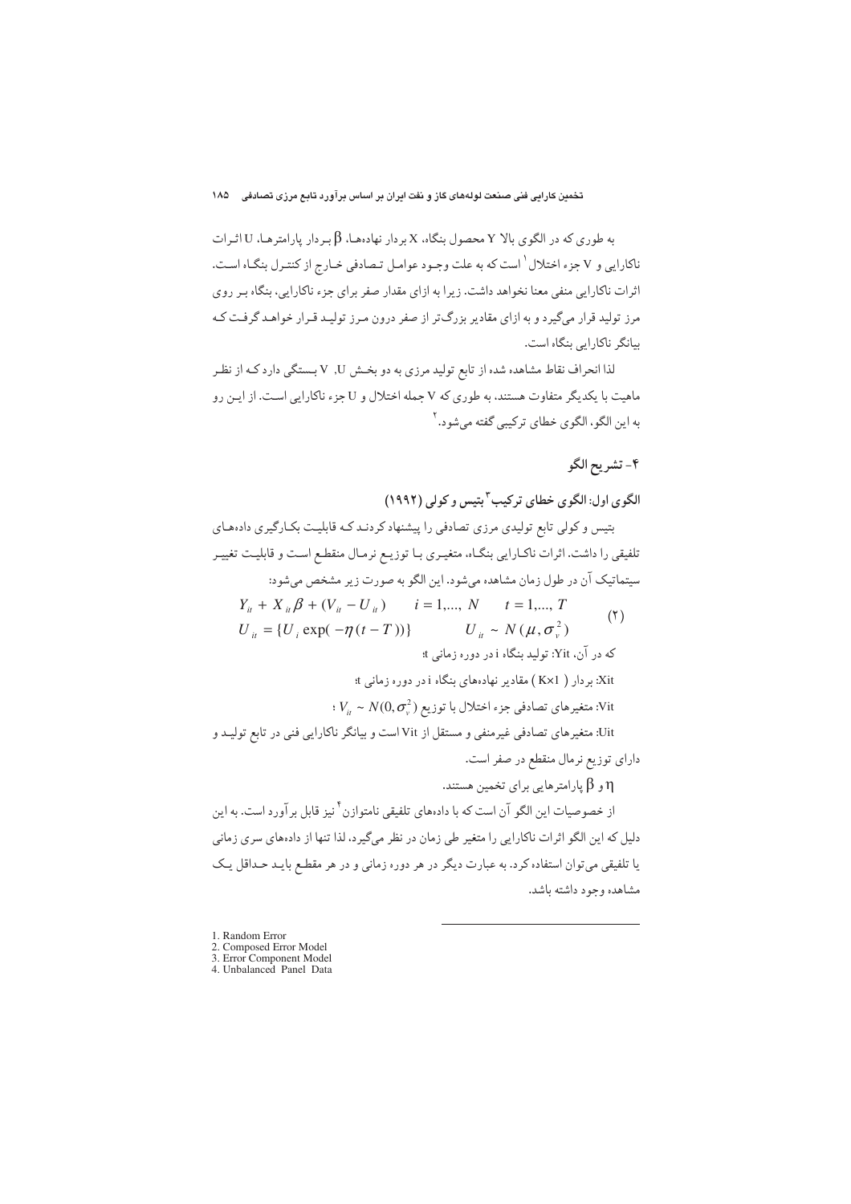به طوری که در الگوی بالا Y محصول بنگاه، X بردار نهاده‌ها، $\beta$ بردار پارامترها، U اثرات ناکارایی و V جزء اختلال[1] است که به علت وجود عوامل تصادفی خارج از کنترل بنگاه است. اثرات ناکارایی منفی معنا نخواهد داشت. زیرا به ازای مقدار صفر برای جزء ناکارایی، بنگاه بر روی مرز تولید قرار می‌گیرد و به ازای مقادیر بزرگ‌تر از صفر درون مرز تولید قرار خواهد گرفت که بیانگر ناکارایی بنگاه است.

لذا انحراف نقاط مشاهده شده از تابع تولید مرزی به دو بخش V ,U بستگی دارد که از نظر ماهیت با یکدیگر متفاوت هستند، به طوری که V جمله اختلال و U جزء ناکارایی است. از این رو به این الگو، الگوی خطای ترکیبی گفته می‌شود.[2]

## ۴- تشریح الگو

### الگوی اول: الگوی خطای ترکیب[3] بتیس و کولی (۱۹۹۲)

بتیس و کولی تابع تولیدی مرزی تصادفی را پیشنهاد کردند که قابلیت بکارگیری داده‌های تلفیقی را داشت. اثرات ناکارایی بنگاه، متغیری با توزیع نرمال منقطع است و قابلیت تغییر سیتماتیک آن در طول زمان مشاهده می‌شود. این الگو به صورت زیر مشخص می‌شود:

$$Y_{it} + X_{it}\beta + (V_{it} - U_{it}) \qquad i = 1,...,\ N \qquad t = 1,...,\ T$$
$$U_{it} = \{U_i \exp(-\eta(t-T))\} \qquad U_{it} \sim N(\mu, \sigma_v^2) \qquad (۲)$$

که در آن، Yit: تولید بنگاه i در دوره زمانی t؛

Xit: بردار ( K×1 ) مقادیر نهاده‌های بنگاه i در دوره زمانی t؛

Vit: متغیرهای تصادفی جزء اختلال با توزیع $V_{it} \sim N(0, \sigma_v^2)$؛

Uit: متغیرهای تصادفی غیرمنفی و مستقل از Vit است و بیانگر ناکارایی فنی در تابع تولید و دارای توزیع نرمال منقطع در صفر است.

$\eta$ و $\beta$ پارامترهایی برای تخمین هستند.

از خصوصیات این الگو آن است که با داده‌های تلفیقی نامتوازن[4] نیز قابل برآورد است. به این دلیل که این الگو اثرات ناکارایی را متغیر طی زمان در نظر می‌گیرد، لذا تنها از داده‌های سری زمانی یا تلفیقی می‌توان استفاده کرد. به عبارت دیگر در هر دوره زمانی و در هر مقطع باید حداقل یک مشاهده وجود داشته باشد.

---

1. Random Error
2. Composed Error Model
3. Error Component Model
4. Unbalanced Panel Data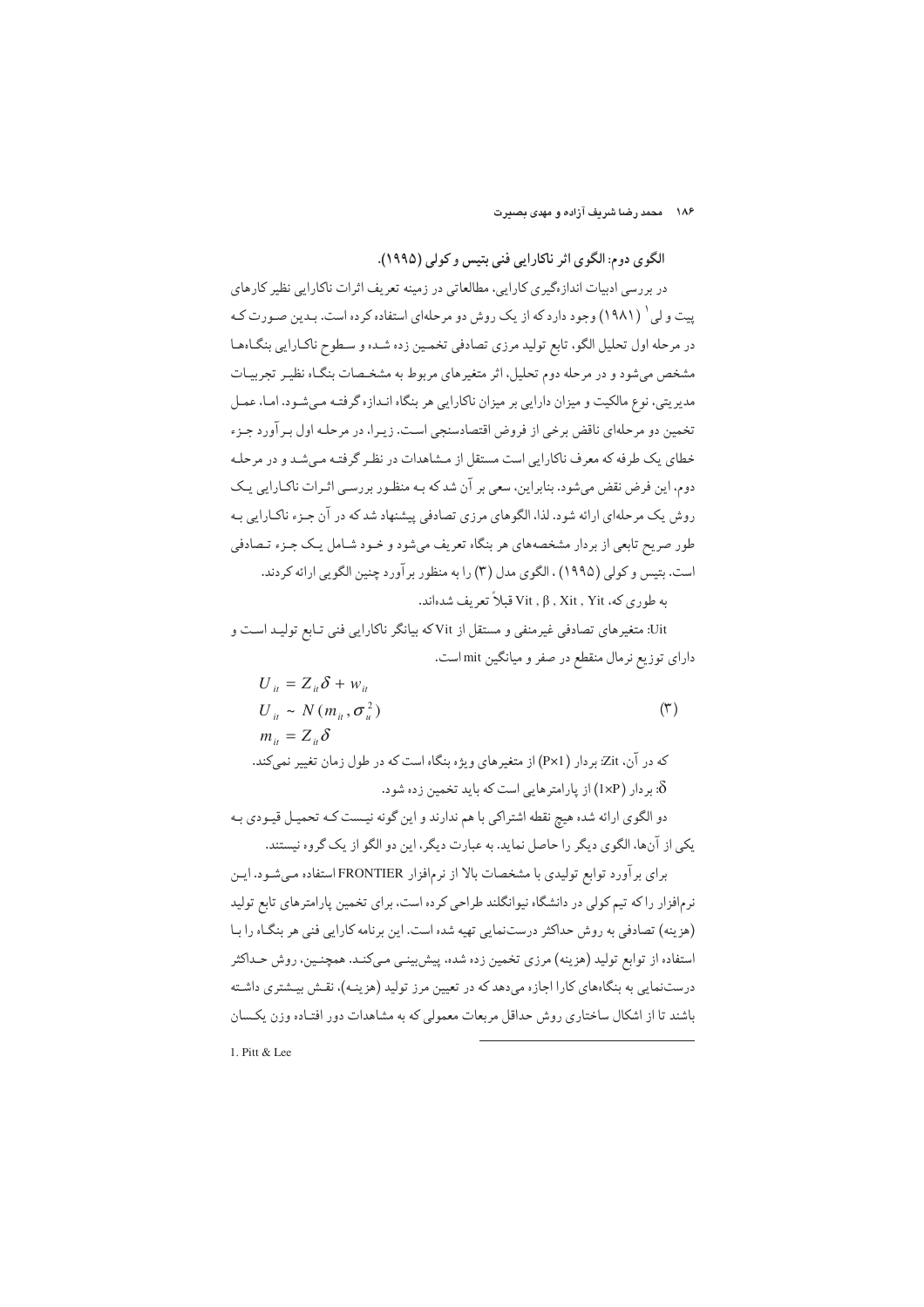### الگوی دوم: الگوی اثر ناکارایی فنی بتیس و کولی (۱۹۹۵).

در بررسی ادبیات اندازه‌گیری کارایی، مطالعاتی در زمینه تعریف اثرات ناکارایی نظیر کارهای پیت و لی[1] (۱۹۸۱) وجود دارد که از یک روش دو مرحله‌ای استفاده کرده است. بدین صورت که در مرحله اول تحلیل الگو، تابع تولید مرزی تصادفی تخمین زده شده و سطوح ناکارایی بنگاه‌ها مشخص می‌شود و در مرحله دوم تحلیل، اثر متغیرهای مربوط به مشخصات بنگاه نظیر تجربیات مدیریتی، نوع مالکیت و میزان دارایی بر میزان ناکارایی هر بنگاه اندازه گرفته می‌شود. اما، عمل تخمین دو مرحله‌ای ناقض برخی از فروض اقتصادسنجی است. زیرا، در مرحله اول برآورد جزء خطای یک طرفه که معرف ناکارایی است مستقل از مشاهدات در نظر گرفته می‌شد و در مرحله دوم، این فرض نقض می‌شود. بنابراین، سعی بر آن شد که به منظور بررسی اثرات ناکارایی یک روش یک مرحله‌ای ارائه شود. لذا، الگوهای مرزی تصادفی پیشنهاد شد که در آن جزء ناکارایی به طور صریح تابعی از بردار مشخصه‌های هر بنگاه تعریف می‌شود و خود شامل یک جزء تصادفی است. بتیس و کولی (۱۹۹۵) ، الگوی مدل (۳) را به منظور برآورد چنین الگویی ارائه کردند.

به طوری که، Vit , β , Xit , Yit قبلاً تعریف شده‌اند.

Uit: متغیرهای تصادفی غیرمنفی و مستقل از Vit که بیانگر ناکارایی فنی تابع تولید است و دارای توزیع نرمال منقطع در صفر و میانگین mit است.

$$U_{it} = Z_{it}\delta + w_{it}$$
$$U_{it} \sim N(m_{it}, \sigma_u^2) \qquad (۳)$$
$$m_{it} = Z_{it}\delta$$

که در آن، Zit: بردار (P×1) از متغیرهای ویژه بنگاه است که در طول زمان تغییر نمی‌کند.

δ: بردار (1×P) از پارامترهایی است که باید تخمین زده شود.

دو الگوی ارائه شده هیچ نقطه اشتراکی با هم ندارند و این گونه نیست که تحمیل قیودی به یکی از آن‌ها، الگوی دیگر را حاصل نماید. به عبارت دیگر، این دو الگو از یک گروه نیستند.

برای برآورد توابع تولیدی با مشخصات بالا از نرم‌افزار FRONTIER استفاده می‌شود. این نرم‌افزار را که تیم کولی در دانشگاه نیوانگلند طراحی کرده است، برای تخمین پارامترهای تابع تولید (هزینه) تصادفی به روش حداکثر درستنمایی تهیه شده است. این برنامه کارایی فنی هر بنگاه را با استفاده از توابع تولید (هزینه) مرزی تخمین زده شده، پیش‌بینی می‌کند. همچنین، روش حداکثر درستنمایی به بنگاه‌های کارا اجازه می‌دهد که در تعیین مرز تولید (هزینه)، نقش بیشتری داشته باشند تا از اشکال ساختاری روش حداقل مربعات معمولی که به مشاهدات دور افتاده وزن یکسان

---

1. Pitt & Lee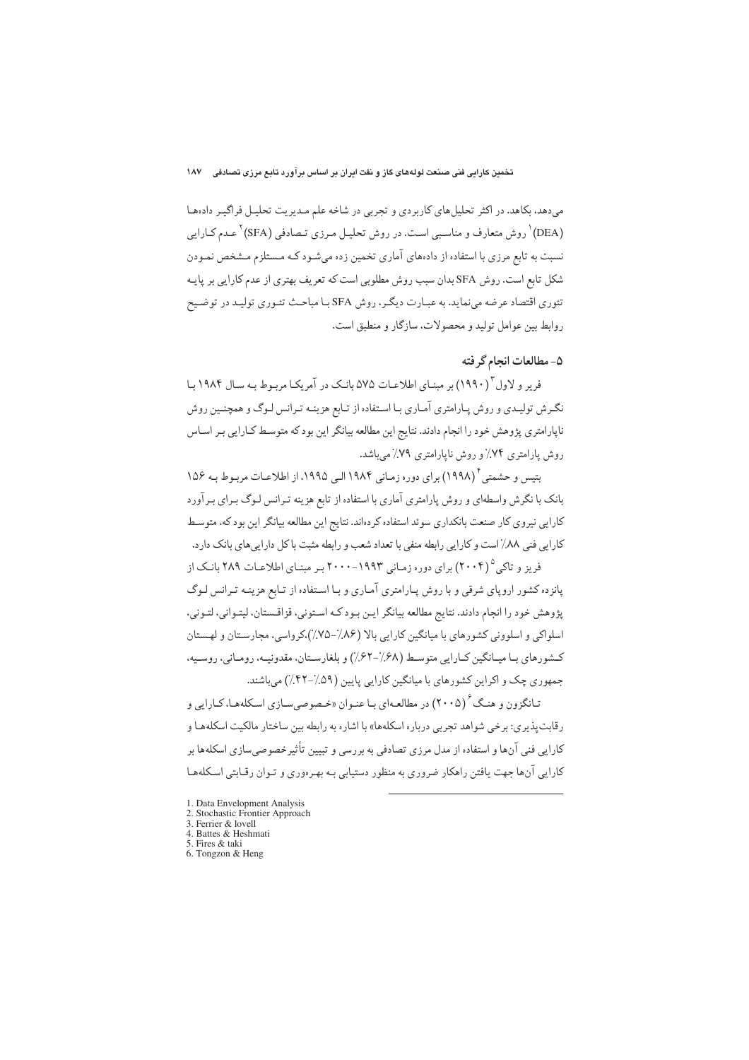می‌دهد، بکاهد. در اکثر تحلیل‌های کاربردی و تجربی در شاخه علم مدیریت تحلیل فراگیر داده‌ها (DEA)[1] روش متعارف و مناسبی است. در روش تحلیل مرزی تصادفی (SFA)[2] عدم کارایی نسبت به تابع مرزی با استفاده از داده‌های آماری تخمین زده می‌شود که مستلزم مشخص نمودن شکل تابع است. روش SFA بدان سبب روش مطلوبی است که تعریف بهتری از عدم کارایی بر پایه تئوری اقتصاد عرضه می‌نماید. به عبارت دیگر، روش SFA با مباحث تئوری تولید در توضیح روابط بین عوامل تولید و محصولات، سازگار و منطبق است.

## ۵- مطالعات انجام گرفته

فریر و لاول[3] (۱۹۹۰) بر مبنای اطلاعات ۵۷۵ بانک در آمریکا مربوط به سال ۱۹۸۴ با نگرش تولیدی و روش پارامتری آماری با استفاده از تابع هزینه ترانس لوگ و همچنین روش ناپارامتری پژوهش خود را انجام دادند. نتایج این مطالعه بیانگر این بود که متوسط کارایی بر اساس روش پارامتری ۷۴٪ و روش ناپارامتری ۷۹٪ می‌باشد.

بتیس و حشمتی[4] (۱۹۹۸) برای دوره زمانی ۱۹۸۴ الی ۱۹۹۵، از اطلاعات مربوط به ۱۵۶ بانک با نگرش واسطه‌ای و روش پارامتری آماری با استفاده از تابع هزینه ترانس لوگ برای برآورد کارایی نیروی کار صنعت بانکداری سوئد استفاده کرده‌اند. نتایج این مطالعه بیانگر این بود که، متوسط کارایی فنی ۸۸٪ است و کارایی رابطه منفی با تعداد شعب و رابطه مثبت با کل دارایی‌های بانک دارد.

فریز و تاکی[5] (۲۰۰۴) برای دوره زمانی ۱۹۹۳-۲۰۰۰ بر مبنای اطلاعات ۲۸۹ بانک از پانزده کشور اروپای شرقی و با روش پارامتری آماری و با استفاده از تابع هزینه ترانس لوگ پژوهش خود را انجام دادند. نتایج مطالعه بیانگر این بود که استونی، قزاقستان، لیتوانی، لتونی، اسلواکی و اسلوونی کشورهای با میانگین کارایی بالا (۸۶٪-۷۵٪)،کرواسی، مجارستان و لهستان کشورهای با میانگین کارایی متوسط (۶۸٪-۶۲٪) و بلغارستان، مقدونیه، رومانی، روسیه، جمهوری چک و اکراین کشورهای با میانگین کارایی پایین (۵۹٪-۴۲٪) می‌باشند.

تانگزون و هنگ[6] (۲۰۰۵) در مطالعه‌ای با عنوان «خصوصی‌سازی اسکله‌ها، کارایی و رقابت‌پذیری: برخی شواهد تجربی درباره اسکله‌ها» با اشاره به رابطه بین ساختار مالکیت اسکله‌ها و کارایی فنی آن‌ها و استفاده از مدل مرزی تصادفی به بررسی و تبیین تأثیرخصوصی‌سازی اسکله‌ها بر کارایی آن‌ها جهت یافتن راهکار ضروری به منظور دستیابی به بهره‌وری و توان رقابتی اسکله‌ها

---

1. Data Envelopment Analysis
2. Stochastic Frontier Approach
3. Ferrier & lovell
4. Battes & Heshmati
5. Fires & taki
6. Tongzon & Heng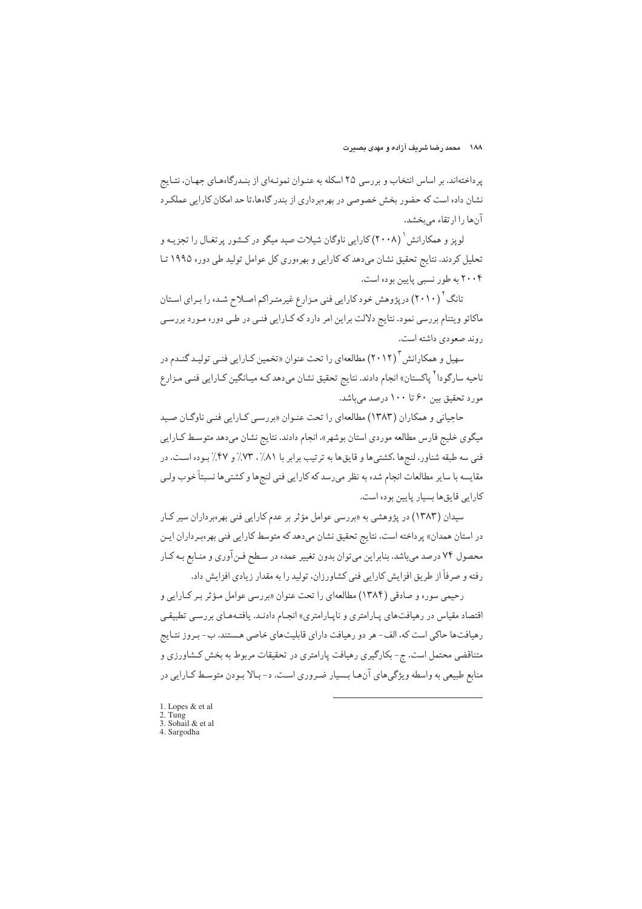پرداخته‌اند. بر اساس انتخاب و بررسی ۲۵ اسکله به عنوان نمونه‌ای از بندرگاه‌های جهان، نتایج نشان داده است که حضور بخش خصوصی در بهره‌برداری از بندر گاه‌ها،تا حد امکان کارایی عملکرد آن‌ها را ارتقاء می‌بخشد.

لوپز و همکارانش[1] (۲۰۰۸) کارایی ناوگان شیلات صید میگو در کشور پرتغال را تجزیه و تحلیل کردند. نتایج تحقیق نشان می‌دهد که کارایی و بهره‌وری کل عوامل تولید طی دوره ۱۹۹۵ تا ۲۰۰۴ به طور نسبی پایین بوده است.

تانگ[2] (۲۰۱۰) درپژوهش خود کارایی فنی مزارع غیرمتراکم اصلاح شده را برای استان ماکائو ویتنام بررسی نمود. نتایج دلالت براین امر دارد که کارایی فنی در طی دوره مورد بررسی روند صعودی داشته است.

سهیل و همکارانش[3] (۲۰۱۲) مطالعه‌ای را تحت عنوان «تخمین کارایی فنی تولید گندم در ناحیه سارگودا[4] پاکستان» انجام دادند. نتایج تحقیق نشان می‌دهد که میانگین کارایی فنی مزارع مورد تحقیق بین ۶۰ تا ۱۰۰ درصد می‌باشد.

حاجیانی و همکاران (۱۳۸۳) مطالعه‌ای را تحت عنوان «بررسی کارایی فنی ناوگان صید میگوی خلیج فارس مطالعه موردی استان بوشهر»، انجام دادند. نتایج نشان می‌دهد متوسط کارایی فنی سه طبقه شناور، لنج‌ها ،کشتی‌ها و قایق‌ها به ترتیب برابر با ۸۱٪ ، ۷۳٪ و ۴۷٪ بوده است. در مقایسه با سایر مطالعات انجام شده به نظر می‌رسد که کارایی فنی لنج‌ها و کشتی‌ها نسبتاً خوب ولی کارایی قایق‌ها بسیار پایین بوده است.

سیدان (۱۳۸۳) در پژوهشی به «بررسی عوامل مؤثر بر عدم کارایی فنی بهره‌برداران سیر کار در استان همدان» پرداخته است، نتایج تحقیق نشان می‌دهد که متوسط کارایی فنی بهره‌برداران این محصول ۷۴ درصد می‌باشد. بنابراین می‌توان بدون تغییر عمده در سطح فن‌آوری و منابع به کار رفته و صرفاً از طریق افزایش کارایی فنی کشاورزان، تولید را به مقدار زیادی افزایش داد.

رحیمی سوره و صادقی (۱۳۸۴) مطالعه‌ای را تحت عنوان «بررسی عوامل مؤثر بر کارایی و اقتصاد مقیاس در رهیافت‌های پارامتری و ناپارامتری» انجام دادند. یافته‌های بررسی تطبیقی رهیافت‌ها حاکی است که، الف- هر دو رهیافت دارای قابلیت‌های خاصی هستند. ب- بروز نتایج متناقضی محتمل است. ج- بکارگیری رهیافت پارامتری در تحقیقات مربوط به بخش کشاورزی و منابع طبیعی به واسطه ویژگی‌های آن‌ها بسیار ضروری است. د- بالا بودن متوسط کارایی در

---

1. Lopes & et al
2. Tung
3. Sohail & et al
4. Sargodha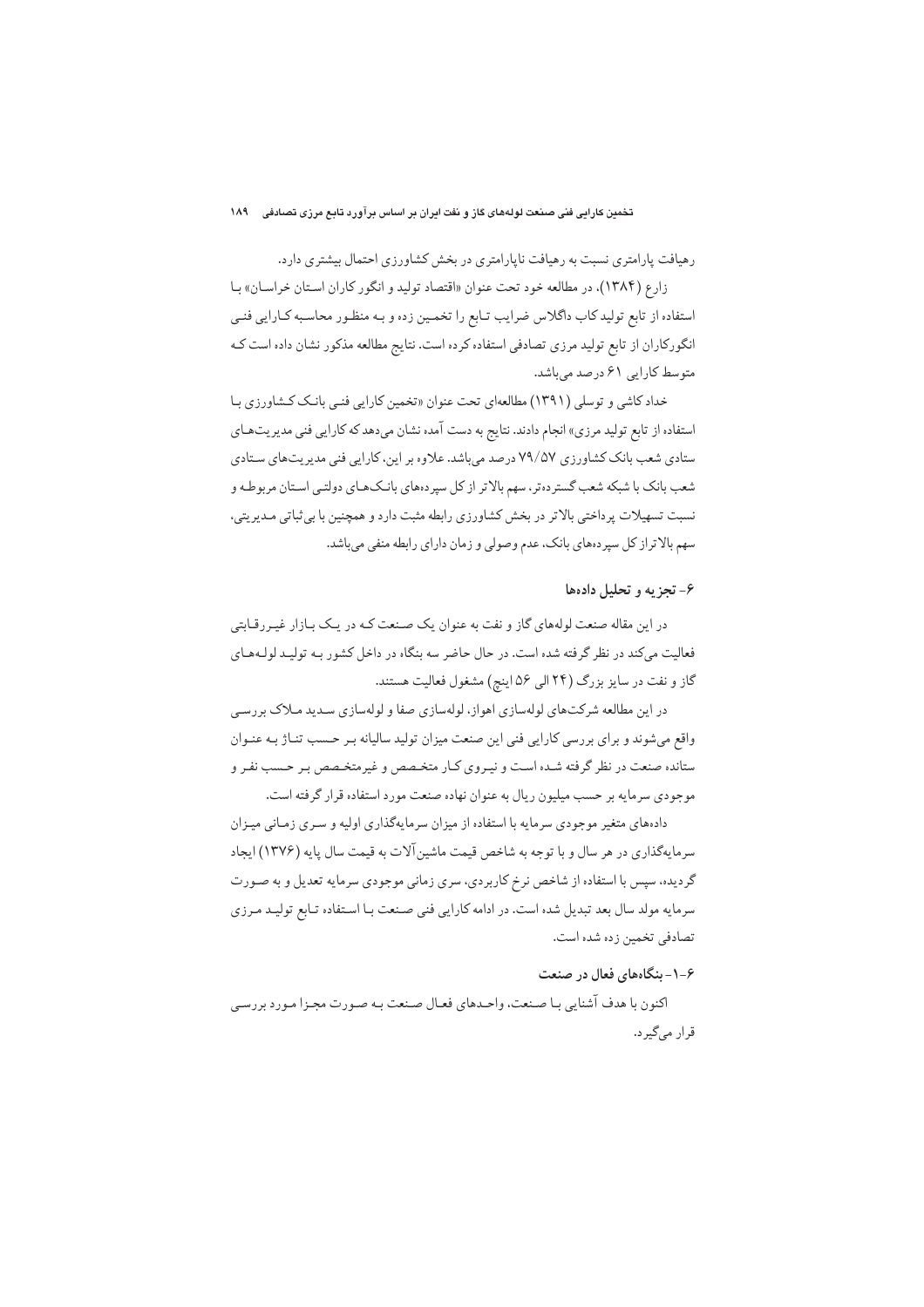رهیافت پارامتری نسبت به رهیافت ناپارامتری در بخش کشاورزی احتمال بیشتری دارد.

زارع (۱۳۸۴)، در مطالعه خود تحت عنوان «اقتصاد تولید و انگورکاران استان خراسان» با استفاده از تابع تولید کاب داگلاس ضرایب تابع را تخمین زده و به منظور محاسبه کارایی فنی انگورکاران از تابع تولید مرزی تصادفی استفاده کرده است. نتایج مطالعه مذکور نشان داده است که متوسط کارایی ۶۱ درصد می‌باشد.

خداد کاشی و توسلی (۱۳۹۱) مطالعه‌ای تحت عنوان «تخمین کارایی فنی بانک کشاورزی با استفاده از تابع تولید مرزی» انجام دادند. نتایج به دست آمده نشان می‌دهد که کارایی فنی مدیریت‌های ستادی شعب بانک کشاورزی ۷۹/۵۷ درصد می‌باشد. علاوه بر این، کارایی فنی مدیریت‌های ستادی شعب بانک با شبکه شعب گسترده‌تر، سهم بالاتر از کل سپرده‌های بانک‌های دولتی استان مربوطه و نسبت تسهیلات پرداختی بالاتر در بخش کشاورزی رابطه مثبت دارد و همچنین با بی‌ثباتی مدیریتی، سهم بالاتر از کل سپرده‌های بانک، عدم وصولی و زمان دارای رابطه منفی می‌باشد.

## ۶- تجزیه و تحلیل داده‌ها

در این مقاله صنعت لوله‌های گاز و نفت به عنوان یک صنعت که در یک بازار غیررقابتی فعالیت می‌کند در نظر گرفته شده است. در حال حاضر سه بنگاه در داخل کشور به تولید لوله‌های گاز و نفت در سایز بزرگ (۲۴ الی ۵۶ اینچ) مشغول فعالیت هستند.

در این مطالعه شرکت‌های لوله‌سازی اهواز، لوله‌سازی صفا و لوله‌سازی سدید ملاک بررسی واقع می‌شوند و برای بررسی کارایی فنی این صنعت میزان تولید سالیانه بر حسب تناژ به عنوان ستانده صنعت در نظر گرفته شده است و نیروی کار متخصص و غیرمتخصص بر حسب نفر و موجودی سرمایه بر حسب میلیون ریال به عنوان نهاده صنعت مورد استفاده قرار گرفته است.

داده‌های متغیر موجودی سرمایه با استفاده از میزان سرمایه‌گذاری اولیه و سری زمانی میزان سرمایه‌گذاری در هر سال و با توجه به شاخص قیمت ماشین‌آلات به قیمت سال پایه (۱۳۷۶) ایجاد گردیده، سپس با استفاده از شاخص نرخ کاربردی، سری زمانی موجودی سرمایه تعدیل و به صورت سرمایه مولد سال بعد تبدیل شده است. در ادامه کارایی فنی صنعت با استفاده تابع تولید مرزی تصادفی تخمین زده شده است.

### ۶-۱- بنگاه‌های فعال در صنعت

اکنون با هدف آشنایی با صنعت، واحدهای فعال صنعت به صورت مجزا مورد بررسی قرار می‌گیرد.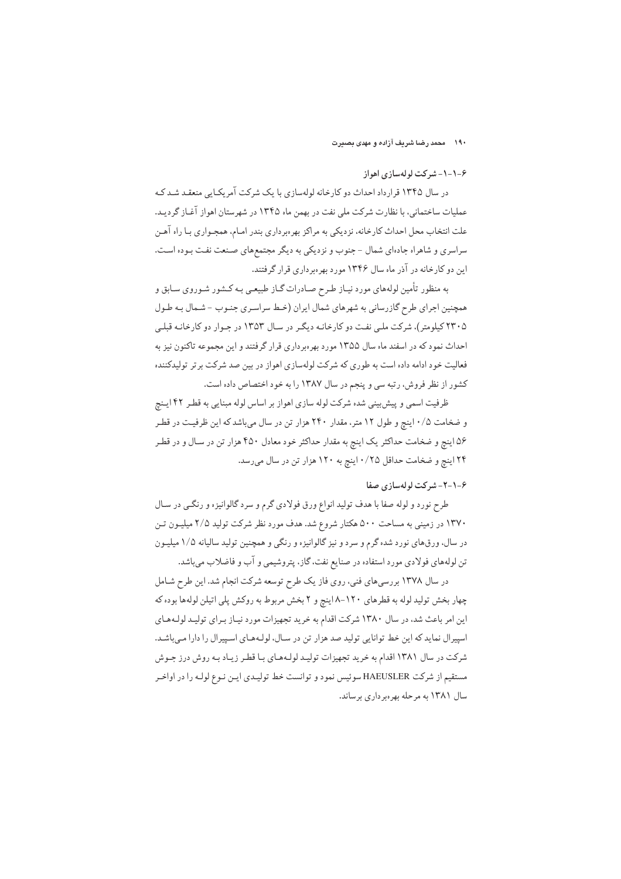### ۶-۱-۱- شرکت لوله‌سازی اهواز

در سال ۱۳۴۵ قرارداد احداث دو کارخانه لوله‌سازی با یک شرکت آمریکایی منعقد شد که عملیات ساختمانی، با نظارت شرکت ملی نفت در بهمن ماه ۱۳۴۵ در شهرستان اهواز آغاز گردید. علت انتخاب محل احداث کارخانه، نزدیکی به مراکز بهره‌برداری بندر امام، همجواری با راه آهن سراسری و شاهراه جاده‌ای شمال - جنوب و نزدیکی به دیگر مجتمع‌های صنعت نفت بوده است. این دو کارخانه در آذر ماه سال ۱۳۴۶ مورد بهره‌برداری قرار گرفتند.

به منظور تأمین لوله‌های مورد نیاز طرح صادرات گاز طبیعی به کشور شوروی سابق و همچنین اجرای طرح گازرسانی به شهرهای شمال ایران (خط سراسری جنوب - شمال به طول ۲۳۰۵ کیلومتر)، شرکت ملی نفت دو کارخانه دیگر در سال ۱۳۵۳ در جوار دو کارخانه قبلی احداث نمود که در اسفند ماه سال ۱۳۵۵ مورد بهره‌برداری قرار گرفتند و این مجموعه تاکنون نیز به فعالیت خود ادامه داده است به طوری که شرکت لوله‌سازی اهواز در بین صد شرکت برتر تولیدکننده کشور از نظر فروش، رتبه سی و پنجم در سال ۱۳۸۷ را به خود اختصاص داده است.

ظرفیت اسمی و پیش‌بینی شده شرکت لوله سازی اهواز بر اساس لوله مبنایی به قطر ۴۲ اینچ و ضخامت ۰/۵ اینچ و طول ۱۲ متر، مقدار ۲۴۰ هزار تن در سال می‌باشد که این ظرفیت در قطر ۵۶ اینچ و ضخامت حداکثر یک اینچ به مقدار حداکثر خود معادل ۴۵۰ هزار تن در سال و در قطر ۲۴ اینچ و ضخامت حداقل ۰/۲۵ اینچ به ۱۲۰ هزار تن در سال می‌رسد.

### ۶-۱-۲- شرکت لوله‌سازی صفا

طرح نورد و لوله صفا با هدف تولید انواع ورق فولادی گرم و سرد گالوانیزه و رنگی در سال ۱۳۷۰ در زمینی به مساحت ۵۰۰ هکتار شروع شد. هدف مورد نظر شرکت تولید ۲/۵ میلیون تن در سال، ورق‌های نورد شده گرم و سرد و نیز گالوانیزه و رنگی و همچنین تولید سالیانه ۱/۵ میلیون تن لوله‌های فولادی مورد استفاده در صنایع نفت، گاز، پتروشیمی و آب و فاضلاب می‌باشد.

در سال ۱۳۷۸ بررسی‌های فنی، روی فاز یک طرح توسعه شرکت انجام شد. این طرح شامل چهار بخش تولید لوله به قطرهای ۱۲۰-۸ اینچ و ۲ بخش مربوط به روکش پلی اتیلن لوله‌ها بوده که این امر باعث شد، در سال ۱۳۸۰ شرکت اقدام به خرید تجهیزات مورد نیاز برای تولید لوله‌های اسپیرال نماید که این خط توانایی تولید صد هزار تن در سال، لوله‌های اسپیرال را دارا می‌باشد. شرکت در سال ۱۳۸۱ اقدام به خرید تجهیزات تولید لوله‌های با قطر زیاد به روش درز جوش مستقیم از شرکت HAEUSLER سوئیس نمود و توانست خط تولیدی این نوع لوله را در اواخر سال ۱۳۸۱ به مرحله بهره‌برداری برساند.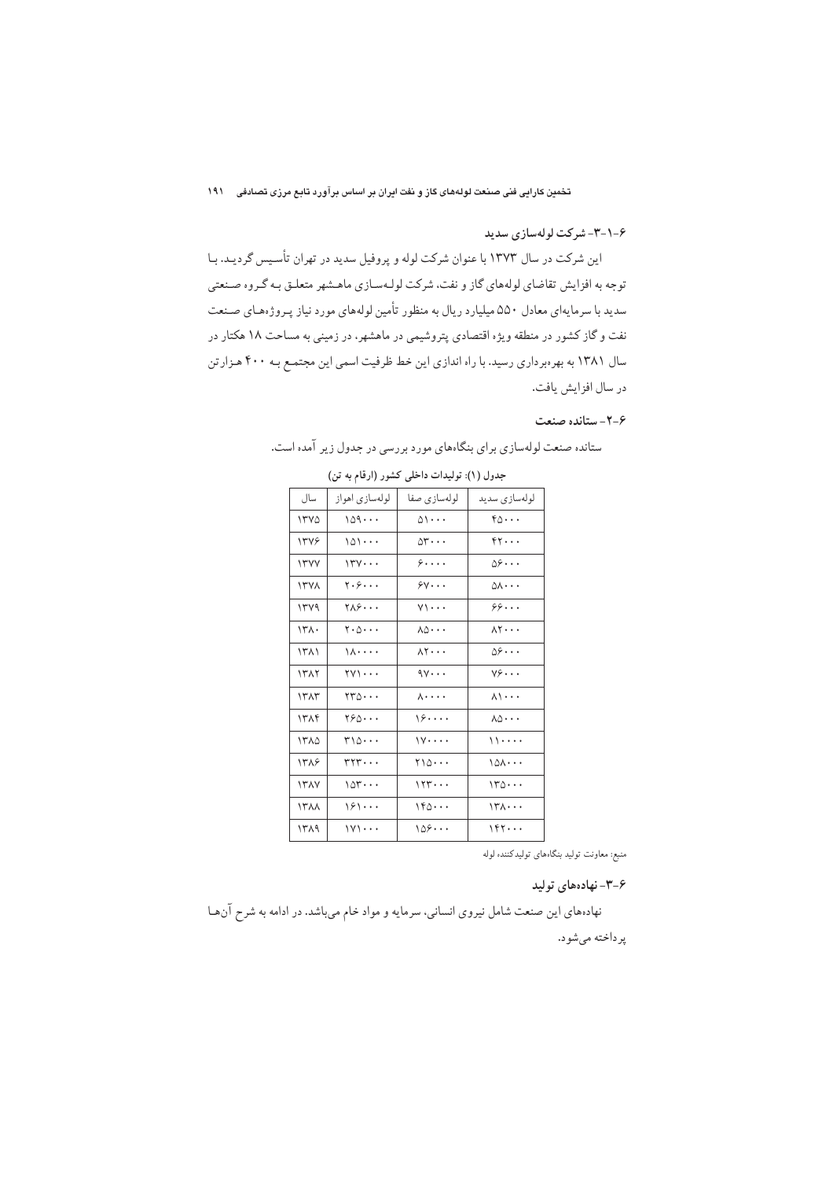### ۶-۱-۳- شرکت لوله‌سازی سدید

این شرکت در سال ۱۳۷۳ با عنوان شرکت لوله و پروفیل سدید در تهران تأسیس گردید. با توجه به افزایش تقاضای لوله‌های گاز و نفت، شرکت لوله‌سازی ماهشهر متعلق به گروه صنعتی سدید با سرمایه‌ای معادل ۵۵۰ میلیارد ریال به منظور تأمین لوله‌های مورد نیاز پروژه‌های صنعت نفت و گاز کشور در منطقه ویژه اقتصادی پتروشیمی در ماهشهر، در زمینی به مساحت ۱۸ هکتار در سال ۱۳۸۱ به بهره‌برداری رسید. با راه اندازی این خط ظرفیت اسمی این مجتمع به ۴۰۰ هزارتن در سال افزایش یافت.

## ۶-۲- ستانده صنعت

ستانده صنعت لوله‌سازی برای بنگاه‌های مورد بررسی در جدول زیر آمده است.

**جدول (۱): تولیدات داخلی کشور (ارقام به تن)**

| سال | لوله‌سازی اهواز | لوله‌سازی صفا | لوله‌سازی سدید |
|---|---|---|---|
| ۱۳۷۵ | ۱۵۹۰۰۰ | ۵۱۰۰۰ | ۴۵۰۰۰ |
| ۱۳۷۶ | ۱۵۱۰۰۰ | ۵۳۰۰۰ | ۴۲۰۰۰ |
| ۱۳۷۷ | ۱۳۷۰۰۰ | ۶۰۰۰۰ | ۵۶۰۰۰ |
| ۱۳۷۸ | ۲۰۶۰۰۰ | ۶۷۰۰۰ | ۵۸۰۰۰ |
| ۱۳۷۹ | ۲۸۶۰۰۰ | ۷۱۰۰۰ | ۶۶۰۰۰ |
| ۱۳۸۰ | ۲۰۵۰۰۰ | ۸۵۰۰۰ | ۸۲۰۰۰ |
| ۱۳۸۱ | ۱۸۰۰۰۰ | ۸۲۰۰۰ | ۵۶۰۰۰ |
| ۱۳۸۲ | ۲۷۱۰۰۰ | ۹۷۰۰۰ | ۷۶۰۰۰ |
| ۱۳۸۳ | ۲۳۵۰۰۰ | ۸۰۰۰۰ | ۸۱۰۰۰ |
| ۱۳۸۴ | ۲۶۵۰۰۰ | ۱۶۰۰۰۰ | ۸۵۰۰۰ |
| ۱۳۸۵ | ۳۱۵۰۰۰ | ۱۷۰۰۰۰ | ۱۱۰۰۰۰ |
| ۱۳۸۶ | ۳۲۳۰۰۰ | ۲۱۵۰۰۰ | ۱۵۸۰۰۰ |
| ۱۳۸۷ | ۱۵۳۰۰۰ | ۱۲۳۰۰۰ | ۱۳۵۰۰۰ |
| ۱۳۸۸ | ۱۶۱۰۰۰ | ۱۴۵۰۰۰ | ۱۳۸۰۰۰ |
| ۱۳۸۹ | ۱۷۱۰۰۰ | ۱۵۶۰۰۰ | ۱۴۲۰۰۰ |

منبع: معاونت تولید بنگاه‌های تولیدکننده لوله

## ۶-۳- نهاده‌های تولید

نهاده‌های این صنعت شامل نیروی انسانی، سرمایه و مواد خام می‌باشد. در ادامه به شرح آن‌ها پرداخته می‌شود.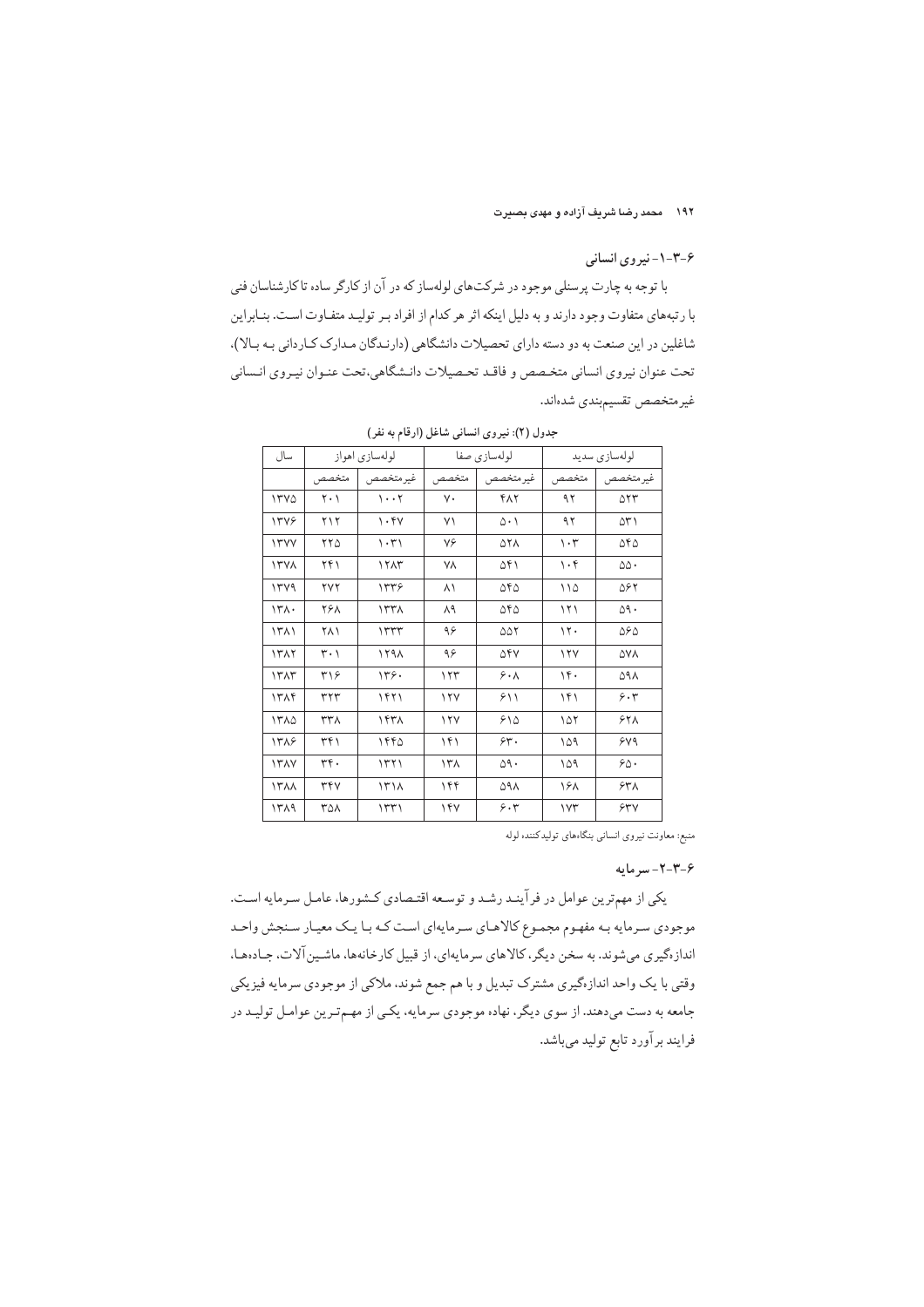### ۶-۳-۱- نیروی انسانی

با توجه به چارت پرسنلی موجود در شرکت‌های لوله‌ساز که در آن از کارگر ساده تا کارشناسان فنی با رتبه‌های متفاوت وجود دارند و به دلیل اینکه اثر هر کدام از افراد بر تولید متفاوت است. بنابراین شاغلین در این صنعت به دو دسته دارای تحصیلات دانشگاهی (دارندگان مدارک کاردانی به بالا)، تحت عنوان نیروی انسانی متخصص و فاقد تحصیلات دانشگاهی، تحت عنوان نیروی انسانی غیرمتخصص تقسیم‌بندی شده‌اند.

**جدول (۲): نیروی انسانی شاغل (ارقام به نفر)**

| سال | لوله‌سازی اهواز | | لوله‌سازی صفا | | لوله‌سازی سدید | |
|---|---|---|---|---|---|---|
| | متخصص | غیرمتخصص | متخصص | غیرمتخصص | متخصص | غیرمتخصص |
| ۱۳۷۵ | ۲۰۱ | ۱۰۰۲ | ۷۰ | ۴۸۲ | ۹۲ | ۵۲۳ |
| ۱۳۷۶ | ۲۱۲ | ۱۰۴۷ | ۷۱ | ۵۰۱ | ۹۲ | ۵۳۱ |
| ۱۳۷۷ | ۲۲۵ | ۱۰۳۱ | ۷۶ | ۵۲۸ | ۱۰۳ | ۵۴۵ |
| ۱۳۷۸ | ۲۴۱ | ۱۲۸۳ | ۷۸ | ۵۴۱ | ۱۰۴ | ۵۵۰ |
| ۱۳۷۹ | ۲۷۲ | ۱۳۳۶ | ۸۱ | ۵۴۵ | ۱۱۵ | ۵۶۲ |
| ۱۳۸۰ | ۲۶۸ | ۱۳۳۸ | ۸۹ | ۵۴۵ | ۱۲۱ | ۵۹۰ |
| ۱۳۸۱ | ۲۸۱ | ۱۳۳۳ | ۹۶ | ۵۵۲ | ۱۲۰ | ۵۶۵ |
| ۱۳۸۲ | ۳۰۱ | ۱۲۹۸ | ۹۶ | ۵۴۷ | ۱۲۷ | ۵۷۸ |
| ۱۳۸۳ | ۳۱۶ | ۱۳۶۰ | ۱۲۳ | ۶۰۸ | ۱۴۰ | ۵۹۸ |
| ۱۳۸۴ | ۳۲۳ | ۱۴۲۱ | ۱۲۷ | ۶۱۱ | ۱۴۱ | ۶۰۳ |
| ۱۳۸۵ | ۳۳۸ | ۱۴۳۸ | ۱۲۷ | ۶۱۵ | ۱۵۲ | ۶۲۸ |
| ۱۳۸۶ | ۳۴۱ | ۱۴۴۵ | ۱۴۱ | ۶۳۰ | ۱۵۹ | ۶۷۹ |
| ۱۳۸۷ | ۳۴۰ | ۱۳۲۱ | ۱۳۸ | ۵۹۰ | ۱۵۹ | ۶۵۰ |
| ۱۳۸۸ | ۳۴۷ | ۱۳۱۸ | ۱۴۴ | ۵۹۸ | ۱۶۸ | ۶۳۸ |
| ۱۳۸۹ | ۳۵۸ | ۱۳۳۱ | ۱۴۷ | ۶۰۳ | ۱۷۳ | ۶۳۷ |

منبع: معاونت نیروی انسانی بنگاه‌های تولیدکننده لوله

### ۶-۳-۲- سرمایه

یکی از مهم‌ترین عوامل در فرآیند رشد و توسعه اقتصادی کشورها، عامل سرمایه است. موجودی سرمایه به مفهوم مجموع کالاهای سرمایه‌ای است که با یک معیار سنجش واحد اندازه‌گیری می‌شوند. به سخن دیگر، کالاهای سرمایه‌ای، از قبیل کارخانه‌ها، ماشین‌آلات، جاده‌ها، وقتی با یک واحد اندازه‌گیری مشترک تبدیل و با هم جمع شوند، ملاکی از موجودی سرمایه فیزیکی جامعه به دست می‌دهند. از سوی دیگر، نهاده موجودی سرمایه، یکی از مهم‌ترین عوامل تولید در فرایند برآورد تابع تولید می‌باشد.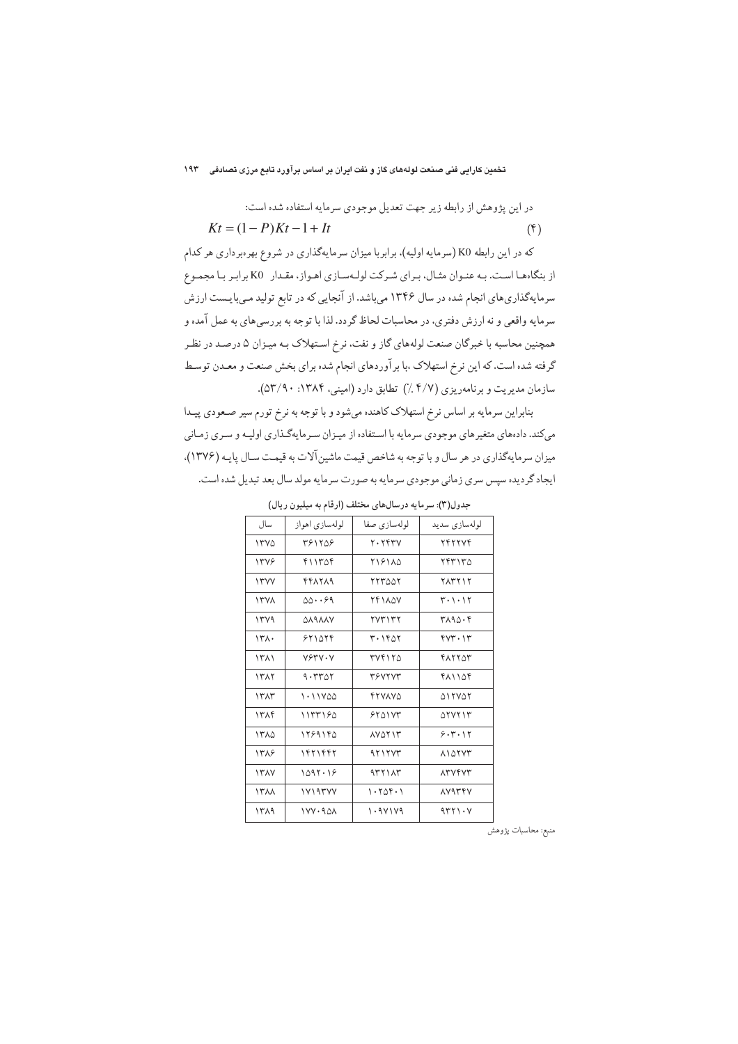در این پژوهش از رابطه زیر جهت تعدیل موجودی سرمایه استفاده شده است:

$$Kt = (1-P)Kt - 1 + It \qquad (4)$$

که در این رابطه K0 (سرمایه اولیه)، برابربا میزان سرمایه‌گذاری در شروع بهره‌برداری هر کدام از بنگاه‌ها است. به عنوان مثال، برای شرکت لوله‌سازی اهواز، مقدار K0 برابر با مجموع سرمایه‌گذاری‌های انجام شده در سال ۱۳۴۶ می‌باشد. از آنجایی که در تابع تولید می‌بایست ارزش سرمایه واقعی و نه ارزش دفتری، در محاسبات لحاظ گردد. لذا با توجه به بررسی‌های به عمل آمده و همچنین محاسبه با خبرگان صنعت لوله‌های گاز و نفت، نرخ استهلاک به میزان ۵ درصد در نظر گرفته شده است. که این نرخ استهلاک ،با برآوردهای انجام شده برای بخش صنعت و معدن توسط سازمان مدیریت و برنامه‌ریزی (۴/۷ ٪) تطابق دارد (امینی، ۱۳۸۴: ۵۳/۹۰).

بنابراین سرمایه بر اساس نرخ استهلاک کاهنده می‌شود و با توجه به نرخ تورم سیر صعودی پیدا می‌کند. داده‌های متغیرهای موجودی سرمایه با استفاده از میزان سرمایه‌گذاری اولیه و سری زمانی میزان سرمایه‌گذاری در هر سال و با توجه به شاخص قیمت ماشین‌آلات به قیمت سال پایه (۱۳۷۶)، ایجاد گردیده سپس سری زمانی موجودی سرمایه به صورت سرمایه مولد سال بعد تبدیل شده است.

**جدول(۳): سرمایه درسال‌های مختلف (ارقام به میلیون ریال)**

| سال | لوله‌سازی اهواز | لوله‌سازی صفا | لوله‌سازی سدید |
|---|---|---|---|
| ۱۳۷۵ | ۳۶۱۲۵۶ | ۲۰۲۴۳۷ | ۲۴۲۲۷۴ |
| ۱۳۷۶ | ۴۱۱۳۵۴ | ۲۱۶۱۸۵ | ۲۴۳۱۳۵ |
| ۱۳۷۷ | ۴۴۸۲۸۹ | ۲۲۳۵۵۲ | ۲۸۳۲۱۲ |
| ۱۳۷۸ | ۵۵۰۰۶۹ | ۲۴۱۸۵۷ | ۳۰۱۰۱۲ |
| ۱۳۷۹ | ۵۸۹۸۸۷ | ۲۷۳۱۳۲ | ۳۸۹۵۰۴ |
| ۱۳۸۰ | ۶۲۱۵۲۴ | ۳۰۱۴۵۲ | ۴۷۳۰۱۳ |
| ۱۳۸۱ | ۷۶۳۷۰۷ | ۳۷۴۱۲۵ | ۴۸۲۲۵۳ |
| ۱۳۸۲ | ۹۰۳۳۵۲ | ۳۶۷۲۷۳ | ۴۸۱۱۵۴ |
| ۱۳۸۳ | ۱۰۱۱۷۵۵ | ۴۲۷۸۷۵ | ۵۱۲۷۵۲ |
| ۱۳۸۴ | ۱۱۳۳۱۶۵ | ۶۲۵۱۷۳ | ۵۲۷۲۱۳ |
| ۱۳۸۵ | ۱۲۶۹۱۴۵ | ۸۷۵۲۱۳ | ۶۰۳۰۱۲ |
| ۱۳۸۶ | ۱۴۲۱۴۴۲ | ۹۲۱۲۷۳ | ۸۱۵۲۷۳ |
| ۱۳۸۷ | ۱۵۹۲۰۱۶ | ۹۳۲۱۸۳ | ۸۳۷۴۷۳ |
| ۱۳۸۸ | ۱۷۱۹۳۷۷ | ۱۰۲۵۴۰۱ | ۸۷۹۳۴۷ |
| ۱۳۸۹ | ۱۷۷۰۹۵۸ | ۱۰۹۷۱۷۹ | ۹۳۲۱۰۷ |

منبع: محاسبات پژوهش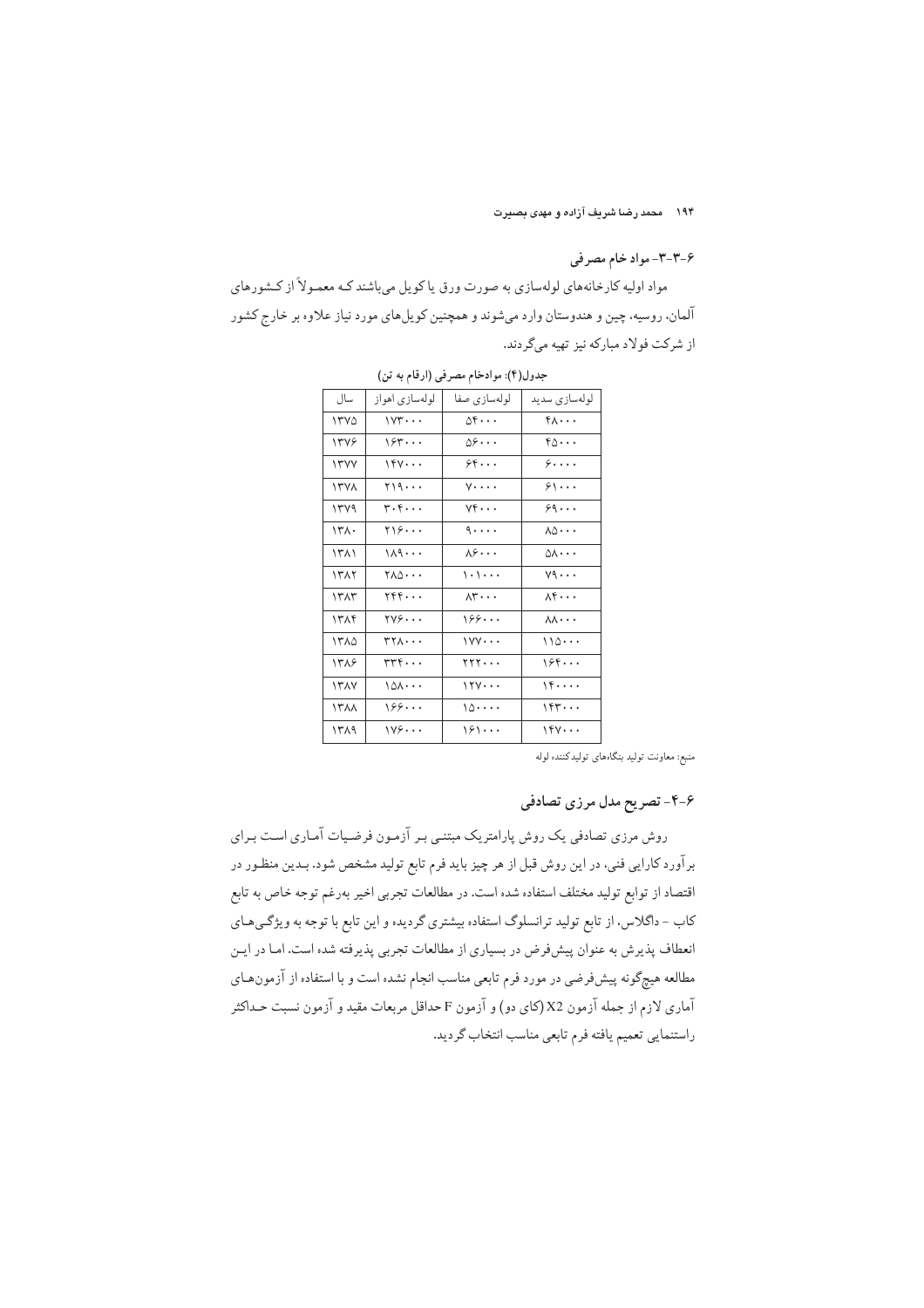### ۶-۳-۳- مواد خام مصرفی

مواد اولیه کارخانه‌های لوله‌سازی به صورت ورق یا کویل می‌باشند که معمولاً از کشورهای آلمان، روسیه، چین و هندوستان وارد می‌شوند و همچنین کویل‌های مورد نیاز علاوه بر خارج کشور از شرکت فولاد مبارکه نیز تهیه می‌گردند.

جدول(۴): موادخام مصرفی (ارقام به تن)

| سال | لوله‌سازی اهواز | لوله‌سازی صفا | لوله‌سازی سدید |
|---|---|---|---|
| ۱۳۷۵ | ۱۷۳۰۰۰ | ۵۴۰۰۰ | ۴۸۰۰۰ |
| ۱۳۷۶ | ۱۶۳۰۰۰ | ۵۶۰۰۰ | ۴۵۰۰۰ |
| ۱۳۷۷ | ۱۴۷۰۰۰ | ۶۴۰۰۰ | ۶۰۰۰۰ |
| ۱۳۷۸ | ۲۱۹۰۰۰ | ۷۰۰۰۰ | ۶۱۰۰۰ |
| ۱۳۷۹ | ۳۰۴۰۰۰ | ۷۴۰۰۰ | ۶۹۰۰۰ |
| ۱۳۸۰ | ۲۱۶۰۰۰ | ۹۰۰۰۰ | ۸۵۰۰۰ |
| ۱۳۸۱ | ۱۸۹۰۰۰ | ۸۶۰۰۰ | ۵۸۰۰۰ |
| ۱۳۸۲ | ۲۸۵۰۰۰ | ۱۰۱۰۰۰ | ۷۹۰۰۰ |
| ۱۳۸۳ | ۲۴۴۰۰۰ | ۸۳۰۰۰ | ۸۴۰۰۰ |
| ۱۳۸۴ | ۲۷۶۰۰۰ | ۱۶۶۰۰۰ | ۸۸۰۰۰ |
| ۱۳۸۵ | ۳۲۸۰۰۰ | ۱۷۷۰۰۰ | ۱۱۵۰۰۰ |
| ۱۳۸۶ | ۳۳۴۰۰۰ | ۲۲۲۰۰۰ | ۱۶۴۰۰۰ |
| ۱۳۸۷ | ۱۵۸۰۰۰ | ۱۲۷۰۰۰ | ۱۴۰۰۰۰ |
| ۱۳۸۸ | ۱۶۶۰۰۰ | ۱۵۰۰۰۰ | ۱۴۳۰۰۰ |
| ۱۳۸۹ | ۱۷۶۰۰۰ | ۱۶۱۰۰۰ | ۱۴۷۰۰۰ |

منبع: معاونت تولید بنگاه‌های تولیدکننده لوله

## ۶-۴- تصریح مدل مرزی تصادفی

روش مرزی تصادفی یک روش پارامتریک مبتنی بر آزمون فرضیات آماری است برای برآورد کارایی فنی، در این روش قبل از هر چیز باید فرم تابع تولید مشخص شود. بدین منظور در اقتصاد از توابع تولید مختلف استفاده شده است. در مطالعات تجربی اخیر به‌رغم توجه خاص به تابع کاب - داگلاس، از تابع تولید ترانسلوگ استفاده بیشتری گردیده و این تابع با توجه به ویژگی‌های انعطاف پذیرش به عنوان پیش‌فرض در بسیاری از مطالعات تجربی پذیرفته شده است. اما در این مطالعه هیچ‌گونه پیش‌فرضی در مورد فرم تابعی مناسب انجام نشده است و با استفاده از آزمون‌های آماری لازم از جمله آزمون X2 (کای دو) و آزمون F حداقل مربعات مقید و آزمون نسبت حداکثر راستنمایی تعمیم یافته فرم تابعی مناسب انتخاب گردید.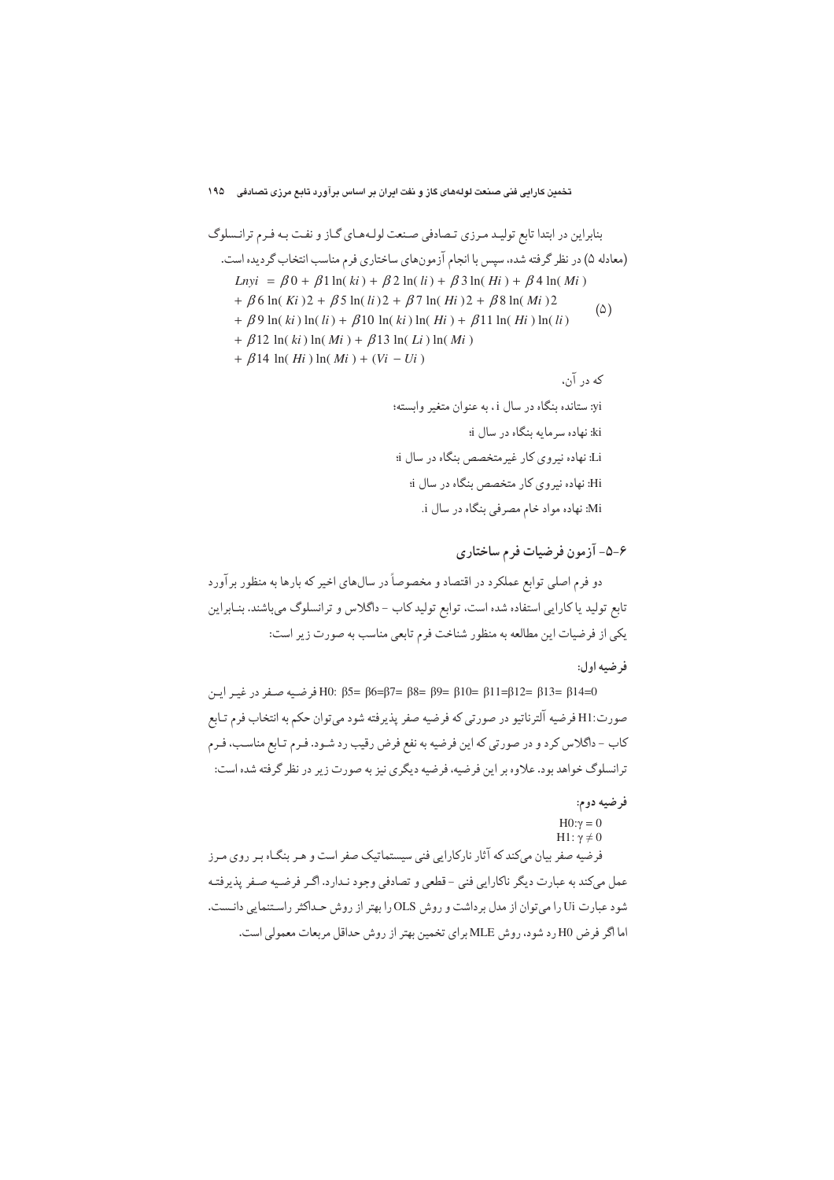بنابراین در ابتدا تابع تولید مرزی تصادفی صنعت لوله‌های گاز و نفت به فرم ترانسلوگ (معادله ۵) در نظر گرفته شده، سپس با انجام آزمون‌های ساختاری فرم مناسب انتخاب گردیده است.

$$
\begin{aligned}
Lny_i = {} & \beta 0 + \beta 1 \ln(k_i) + \beta 2 \ln(l_i) + \beta 3 \ln(H_i) + \beta 4 \ln(M_i) \\
& + \beta 6 \ln(K_i)^2 + \beta 5 \ln(l_i)^2 + \beta 7 \ln(H_i)^2 + \beta 8 \ln(M_i)^2 \\
& + \beta 9 \ln(k_i)\ln(l_i) + \beta 10 \ln(k_i)\ln(H_i) + \beta 11 \ln(H_i)\ln(l_i) \\
& + \beta 12 \ln(k_i)\ln(M_i) + \beta 13 \ln(L_i)\ln(M_i) \\
& + \beta 14 \ln(H_i)\ln(M_i) + (V_i - U_i)
\end{aligned}
\qquad (۵)
$$

که در آن،

$y_i$: ستانده بنگاه در سال i ، به عنوان متغیر وابسته؛

$k_i$: نهاده سرمایه بنگاه در سال i؛

$L_i$: نهاده نیروی کار غیرمتخصص بنگاه در سال i؛

$H_i$: نهاده نیروی کار متخصص بنگاه در سال i؛

$M_i$: نهاده مواد خام مصرفی بنگاه در سال i.

## ۶-۵- آزمون فرضیات فرم ساختاری

دو فرم اصلی توابع عملکرد در اقتصاد و مخصوصاً در سال‌های اخیر که بارها به منظور برآورد تابع تولید یا کارایی استفاده شده است، توابع تولید کاب - داگلاس و ترانسلوگ می‌باشند. بنابراین یکی از فرضیات این مطالعه به منظور شناخت فرم تابعی مناسب به صورت زیر است:

**فرضیه اول:**

$H0: \beta 5= \beta 6=\beta 7= \beta 8= \beta 9= \beta 10= \beta 11=\beta 12= \beta 13= \beta 14=0$ فرضیه صفر در غیر این صورت: $H1$ فرضیه آلترناتیو در صورتی که فرضیه صفر پذیرفته شود می‌توان حکم به انتخاب فرم تابع کاب - داگلاس کرد و در صورتی که این فرضیه به نفع فرض رقیب رد شود. فرم تابع مناسب، فرم ترانسلوگ خواهد بود. علاوه بر این فرضیه، فرضیه دیگری نیز به صورت زیر در نظر گرفته شده است:

**فرضیه دوم:**

$H0: \gamma = 0$

$H1: \gamma \neq 0$

فرضیه صفر بیان می‌کند که آثار ناکارایی فنی سیستماتیک صفر است و هر بنگاه بر روی مرز عمل می‌کند به عبارت دیگر ناکارایی فنی - قطعی و تصادفی وجود ندارد. اگر فرضیه صفر پذیرفته شود عبارت $U_i$ را می‌توان از مدل برداشت و روش OLS را بهتر از روش حداکثر راستنمایی دانست. اما اگر فرض H0 رد شود، روش MLE برای تخمین بهتر از روش حداقل مربعات معمولی است.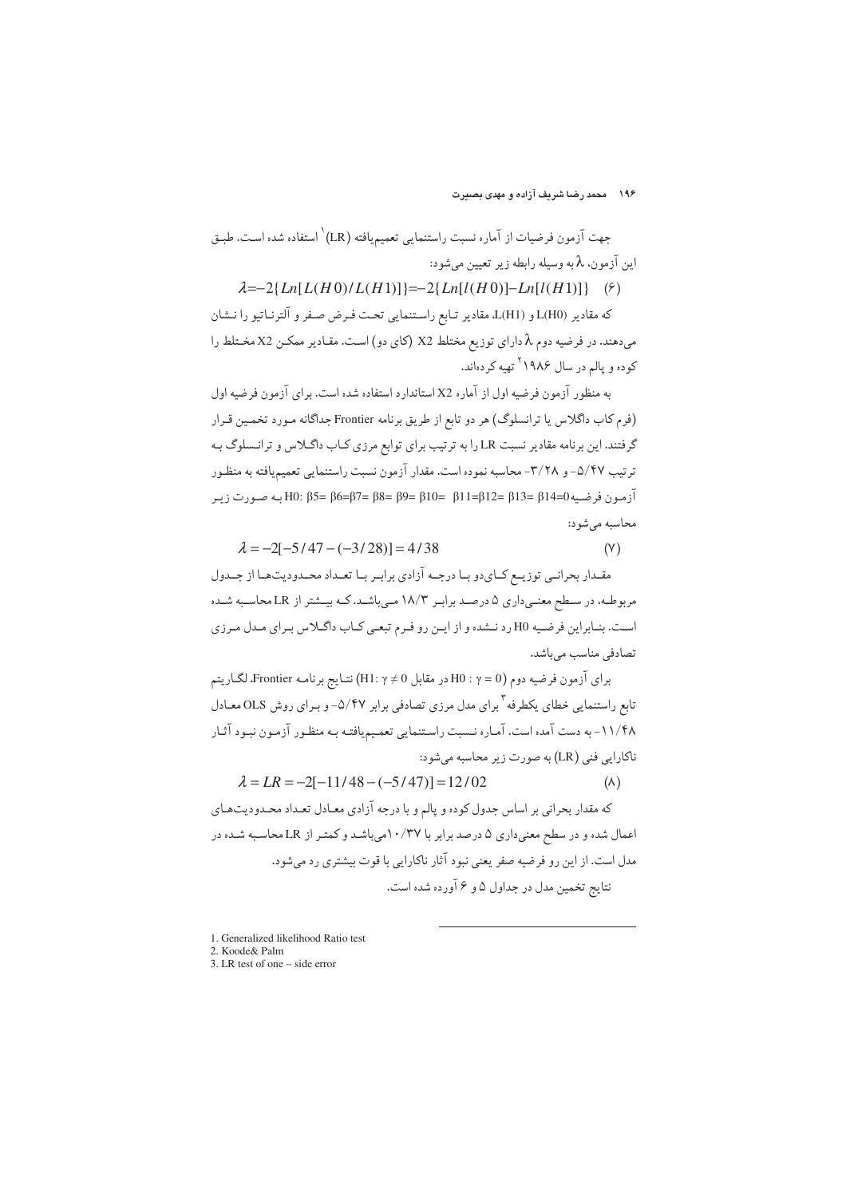جهت آزمون فرضیات از آماره نسبت راستنمایی تعمیم‌یافته (LR)[1] استفاده شده است. طبق این آزمون، $\lambda$ به وسیله رابطه زیر تعیین می‌شود:

$$\lambda=-2\{Ln[L(H0)/L(H1)]\}=-2\{Ln[l(H0)]-Ln[l(H1)]\} \quad (۶)$$

که مقادیر L(H0) و L(H1)، مقادیر تابع راستنمایی تحت فرض صفر و آلترناتیو را نشان می‌دهند. در فرضیه دوم $\lambda$ دارای توزیع مختلط X2 (کای دو) است. مقادیر ممکن X2 مختلط را کوده و پالم در سال ۱۹۸۶[2] تهیه کرده‌اند.

به منظور آزمون فرضیه اول از آماره X2 استاندارد استفاده شده است. برای آزمون فرضیه اول (فرم کاب داگلاس یا ترانسلوگ) هر دو تابع از طریق برنامه Frontier جداگانه مورد تخمین قرار گرفتند. این برنامه مقادیر نسبت LR را به ترتیب برای توابع مرزی کاب داگلاس و ترانسلوگ به ترتیب ۵/۴۷- و ۳/۲۸- محاسبه نموده است. مقدار آزمون نسبت راستنمایی تعمیم‌یافته به منظور آزمون فرضیه $H0: \beta5= \beta6=\beta7= \beta8= \beta9= \beta10= \beta11=\beta12= \beta13= \beta14=0$ به صورت زیر محاسبه می‌شود:

$$\lambda = -2[-5/47-(-3/28)] = 4/38 \quad (۷)$$

مقدار بحرانی توزیع کای‌دو با درجه آزادی برابر با تعداد محدودیت‌ها از جدول مربوطه، در سطح معنی‌داری ۵ درصد برابر ۱۸/۳ می‌باشد. که بیشتر از LR محاسبه شده است. بنابراین فرضیه H0 رد نشده و از این رو فرم تبعی کاب داگلاس برای مدل مرزی تصادفی مناسب می‌باشد.

برای آزمون فرضیه دوم ($H0 : \gamma = 0$ در مقابل $H1: \gamma \neq 0$) نتایج برنامه Frontier، لگاریتم تابع راستنمایی خطای یکطرفه[3] برای مدل مرزی تصادفی برابر ۵/۴۷- و برای روش OLS معادل ۱۱/۴۸- به دست آمده است. آماره نسبت راستنمایی تعمیم‌یافته به منظور آزمون نبود آثار ناکارایی فنی (LR) به صورت زیر محاسبه می‌شود:

$$\lambda = LR = -2[-11/48-(-5/47)] = 12/02 \quad (۸)$$

که مقدار بحرانی بر اساس جدول کوده و پالم و با درجه آزادی معادل تعداد محدودیت‌های اعمال شده و در سطح معنی‌داری ۵ درصد برابر با ۱۰/۳۷می‌باشد و کمتر از LR محاسبه شده در مدل است. از این رو فرضیه صفر یعنی نبود آثار ناکارایی با قوت بیشتری رد می‌شود.

نتایج تخمین مدل در جداول ۵ و ۶ آورده شده است.

---

1. Generalized likelihood Ratio test
2. Koode& Palm
3. LR test of one – side error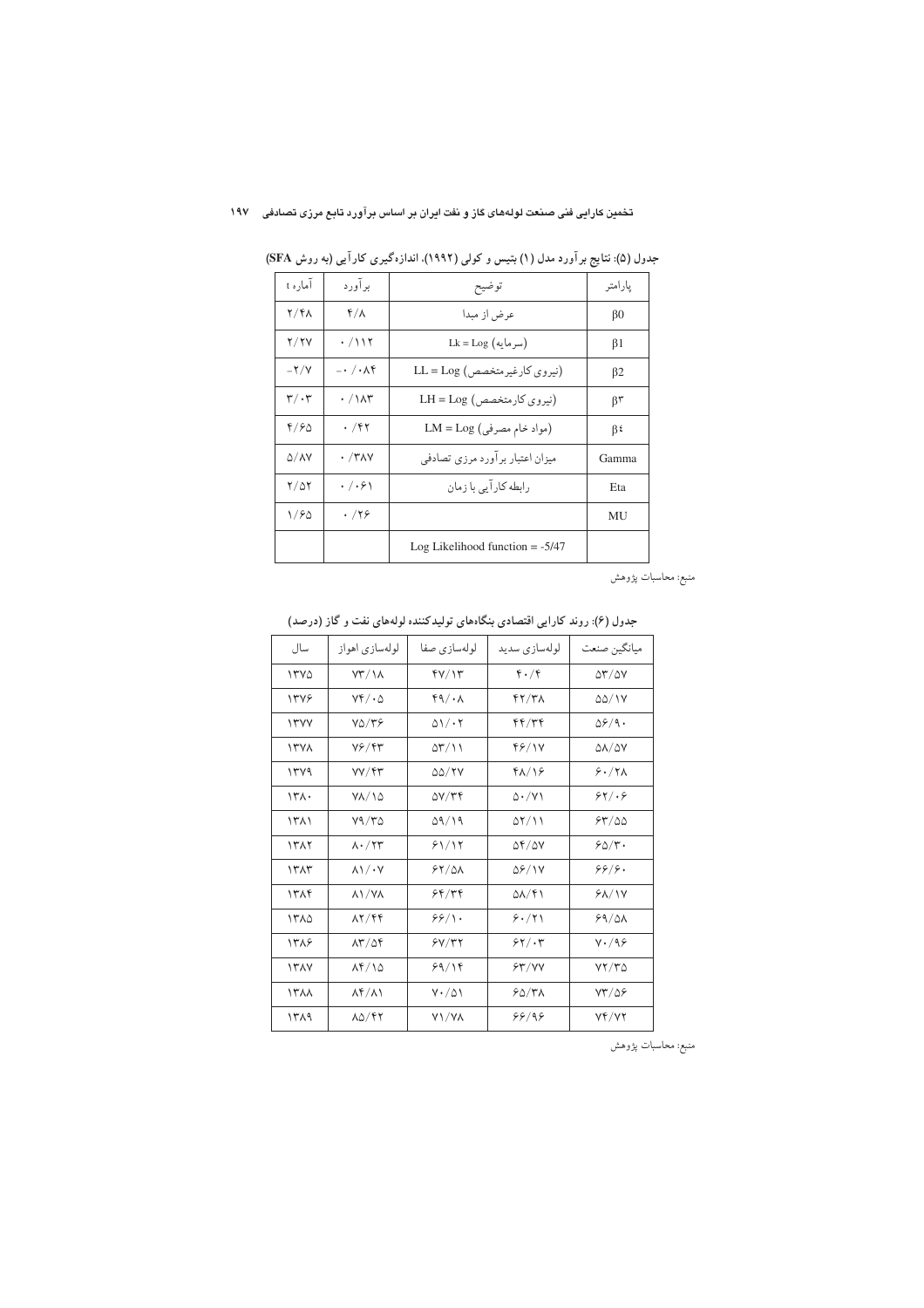جدول (۵): نتایج برآورد مدل (۱) بتیس و کولی (۱۹۹۲)، اندازه‌گیری کارآیی (به روش SFA)

| پارامتر | توضیح | برآورد | آماره t |
|---|---|---|---|
| β0 | عرض از مبدا | ۴/۸ | ۲/۴۸ |
| β1 | Lk = Log (سرمایه) | ۰/۱۱۲ | ۲/۲۷ |
| β2 | LL = Log (نیروی کارغیرمتخصص) | -۰/۰۸۴ | -۲/۷ |
| β۳ | LH = Log (نیروی کارمتخصص) | ۰/۱۸۳ | ۳/۰۳ |
| β٤ | LM = Log (مواد خام مصرفی) | ۰/۴۲ | ۴/۶۵ |
| Gamma | میزان اعتبار برآورد مرزی تصادفی | ۰/۳۸۷ | ۵/۸۷ |
| Eta | رابطه کارآیی با زمان | ۰/۰۶۱ | ۲/۵۲ |
| MU | | ۰/۲۶ | ۱/۶۵ |
| | Log Likelihood function = -5/47 | | |

منبع: محاسبات پژوهش

جدول (۶): روند کارایی اقتصادی بنگاه‌های تولیدکننده لوله‌های نفت و گاز (درصد)

| سال | لوله‌سازی اهواز | لوله‌سازی صفا | لوله‌سازی سدید | میانگین صنعت |
|---|---|---|---|---|
| ۱۳۷۵ | ۷۳/۱۸ | ۴۷/۱۳ | ۴۰/۴ | ۵۳/۵۷ |
| ۱۳۷۶ | ۷۴/۰۵ | ۴۹/۰۸ | ۴۲/۳۸ | ۵۵/۱۷ |
| ۱۳۷۷ | ۷۵/۳۶ | ۵۱/۰۲ | ۴۴/۳۴ | ۵۶/۹۰ |
| ۱۳۷۸ | ۷۶/۴۳ | ۵۳/۱۱ | ۴۶/۱۷ | ۵۸/۵۷ |
| ۱۳۷۹ | ۷۷/۴۳ | ۵۵/۲۷ | ۴۸/۱۶ | ۶۰/۲۸ |
| ۱۳۸۰ | ۷۸/۱۵ | ۵۷/۳۴ | ۵۰/۷۱ | ۶۲/۰۶ |
| ۱۳۸۱ | ۷۹/۳۵ | ۵۹/۱۹ | ۵۲/۱۱ | ۶۳/۵۵ |
| ۱۳۸۲ | ۸۰/۲۳ | ۶۱/۱۲ | ۵۴/۵۷ | ۶۵/۳۰ |
| ۱۳۸۳ | ۸۱/۰۷ | ۶۲/۵۸ | ۵۶/۱۷ | ۶۶/۶۰ |
| ۱۳۸۴ | ۸۱/۷۸ | ۶۴/۳۴ | ۵۸/۴۱ | ۶۸/۱۷ |
| ۱۳۸۵ | ۸۲/۴۴ | ۶۶/۱۰ | ۶۰/۲۱ | ۶۹/۵۸ |
| ۱۳۸۶ | ۸۳/۵۴ | ۶۷/۳۲ | ۶۲/۰۳ | ۷۰/۹۶ |
| ۱۳۸۷ | ۸۴/۱۵ | ۶۹/۱۴ | ۶۳/۷۷ | ۷۲/۳۵ |
| ۱۳۸۸ | ۸۴/۸۱ | ۷۰/۵۱ | ۶۵/۳۸ | ۷۳/۵۶ |
| ۱۳۸۹ | ۸۵/۴۲ | ۷۱/۷۸ | ۶۶/۹۶ | ۷۴/۷۲ |

منبع: محاسبات پژوهش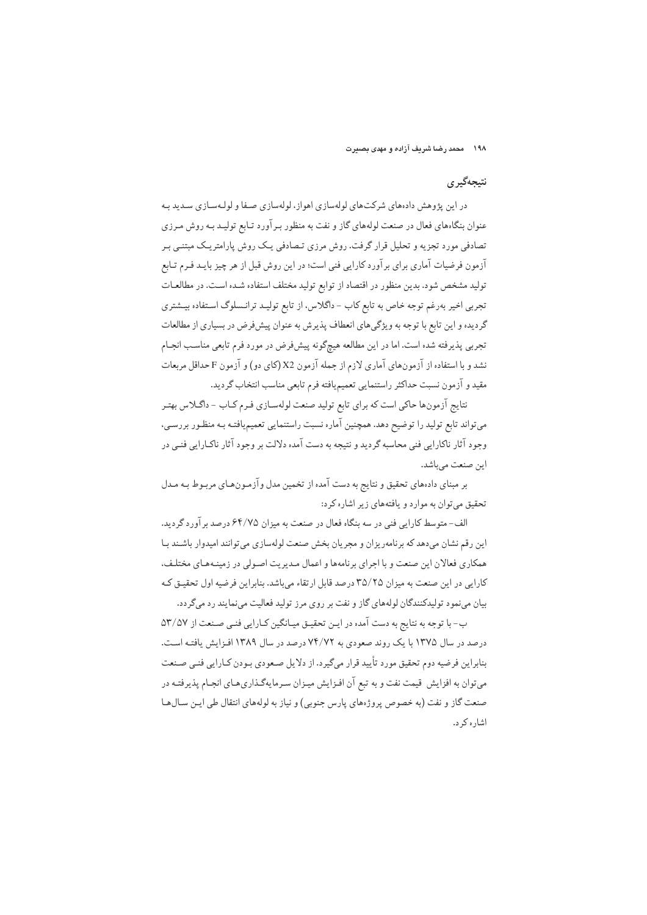## نتیجه‌گیری

در این پژوهش داده‌های شرکت‌های لوله‌سازی اهواز، لوله‌سازی صفا و لوله‌سازی سدید به عنوان بنگاه‌های فعال در صنعت لوله‌های گاز و نفت به منظور برآورد تابع تولید به روش مرزی تصادفی مورد تجزیه و تحلیل قرار گرفت. روش مرزی تصادفی یک روش پارامتریک مبتنی بر آزمون فرضیات آماری برای برآورد کارایی فنی است؛ در این روش قبل از هر چیز باید فرم تابع تولید مشخص شود. بدین منظور در اقتصاد از توابع تولید مختلف استفاده شده است. در مطالعات تجربی اخیر به‌رغم توجه خاص به تابع کاب - داگلاس، از تابع تولید ترانسلوگ استفاده بیشتری گردیده و این تابع با توجه به ویژگی‌های انعطاف پذیرش به عنوان پیش‌فرض در بسیاری از مطالعات تجربی پذیرفته شده است. اما در این مطالعه هیچ‌گونه پیش‌فرض در مورد فرم تابعی مناسب انجام نشد و با استفاده از آزمون‌های آماری لازم از جمله آزمون X2 (کای دو) و آزمون F حداقل مربعات مقید و آزمون نسبت حداکثر راستنمایی تعمیم‌یافته فرم تابعی مناسب انتخاب گردید.

نتایج آزمون‌ها حاکی است که برای تابع تولید صنعت لوله‌سازی فرم کاب - داگلاس بهتر می‌تواند تابع تولید را توضیح دهد. همچنین آماره نسبت راستنمایی تعمیم‌یافته به منظور بررسی، وجود آثار ناکارایی فنی محاسبه گردید و نتیجه به دست آمده دلالت بر وجود آثار ناکارایی فنی در این صنعت می‌باشد.

بر مبنای داده‌های تحقیق و نتایج به دست آمده از تخمین مدل وآزمون‌های مربوط به مدل تحقیق می‌توان به موارد و یافته‌های زیر اشاره کرد:

الف- متوسط کارایی فنی در سه بنگاه فعال در صنعت به میزان ۶۴/۷۵ درصد برآورد گردید. این رقم نشان می‌دهد که برنامه‌ریزان و مجریان بخش صنعت لوله‌سازی می‌توانند امیدوار باشند با همکاری فعالان این صنعت و با اجرای برنامه‌ها و اعمال مدیریت اصولی در زمینه‌های مختلف، کارایی در این صنعت به میزان ۳۵/۲۵ درصد قابل ارتقاء می‌باشد. بنابراین فرضیه اول تحقیق که بیان می‌نمود تولیدکنندگان لوله‌های گاز و نفت بر روی مرز تولید فعالیت می‌نمایند رد می‌گردد.

ب- با توجه به نتایج به دست آمده در این تحقیق میانگین کارایی فنی صنعت از ۵۳/۵۷ درصد در سال ۱۳۷۵ با یک روند صعودی به ۷۴/۷۲ درصد در سال ۱۳۸۹ افزایش یافته است. بنابراین فرضیه دوم تحقیق مورد تأیید قرار می‌گیرد. از دلایل صعودی بودن کارایی فنی صنعت می‌توان به افزایش قیمت نفت و به تبع آن افزایش میزان سرمایه‌گذاری‌های انجام پذیرفته در صنعت گاز و نفت (به خصوص پروژه‌های پارس جنوبی) و نیاز به لوله‌های انتقال طی این سال‌ها اشاره کرد.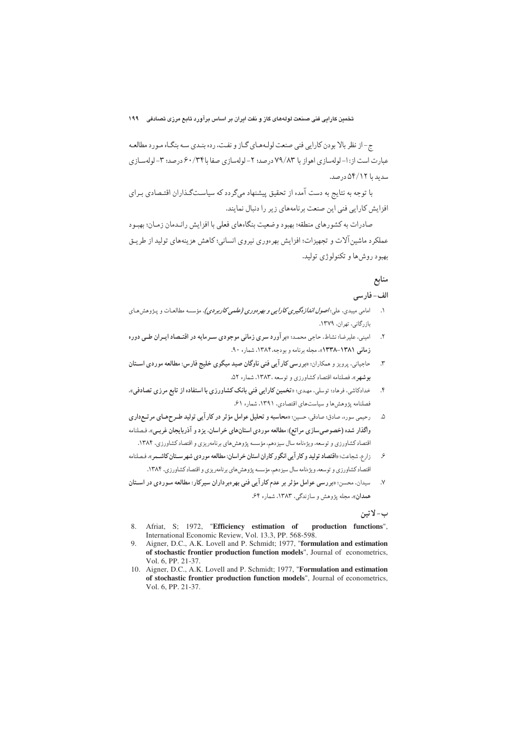ج- از نظر بالا بودن کارایی فنی صنعت لوله‌های گـاز و نفـت، رده بنـدی سـه بنگـاه مـورد مطالعـه عبارت است از: ۱- لوله‌سازی اهواز با ۷۹/۸۳ درصد؛ ۲- لوله‌سازی صفا با ۶۰/۳۴ درصد؛ ۳- لوله‌سـازی سدید با ۵۴/۱۲ درصد.

با توجه به نتایج به دست آمده از تحقیق پیشنهاد می‌گردد که سیاسـتگـذاران اقتـصادی بـرای افزایش کارایی فنی این صنعت برنامه‌های زیر را دنبال نمایند.

صادرات به کشورهای منطقه؛ بهبود وضعیت بنگاه‌های فعلی با افزایش رانـدمان زمـان؛ بهبـود عملکرد ماشین‌آلات و تجهیزات؛ افزایش بهره‌وری نیروی انسانی؛ کاهش هزینه‌های تولید از طریـق بهبود روش‌ها و تکنولوژی تولید.

## منابع

### الف- فارسی

۱. امامی میبدی، علی؛ *اصول اندازه‌گیری کارایی و بهره‌وری (علمی‌کاربردی)*، مؤسسه مطالعـات و پـژوهش‌هـای بازرگانی، تهران، ۱۳۷۹.
۲. امینی، علیرضا؛ نشاط، حاجی محمـد؛ «**برآورد سری زمانی موجودی سـرمایه در اقتـصاد ایـران طـی دوره زمانی ۱۳۸۱-۱۳۳۸**»، مجله برنامه و بودجه،۱۳۸۴، شماره ۹۰.
۳. حاجیانی، پرویز و همکاران؛ «**بررسی کارآیی فنی ناوگان صید میگوی خلیج فارس: مطالعه موردی اسـتان بوشهر**»، فصلنامه اقتصاد کشاورزی و توسعه ،۱۳۸۳، شماره ۵۲.
۴. خدادکاشی، فرهاد؛ توسلی، مهـدی؛ «**تخمین کارایی فنی بانک کشاورزی با استفاده از تابع مرزی تصادفی**»، فصلنامه پژوهش‌ها و سیاست‌های اقتصادی، ۱۳۹۱، شماره ۶۱.
۵. رحیمی سوره، صادق؛ صادقی، حسین؛ «**محاسبه و تحلیل عوامل مؤثر در کارآیی تولید طـرح‌هـای مرتـع‌داری واگذار شده (خصوصی‌سازی مراتع): مطالعه موردی استان‌های خراسان، یزد و آذربایجان غربـی**»، فـصلنامه اقتصاد کشاورزی و توسعه، ویژه‌نامه سال سیزدهم، مؤسسه پژوهش‌های برنامه‌ریزی و اقتصاد کشاورزی، ۱۳۸۴.
۶. زارع، شجاعت؛ «**اقتصاد تولید و کارآیی انگورکاران استان خراسان: مطالعه موردی شهرسـتان کاشـمر**»، فـصلنامه اقتصاد کشاورزی و توسعه، ویژه‌نامه سال سیزدهم، مؤسسه پژوهش‌های برنامه‌ریزی و اقتصاد کشاورزی، ۱۳۸۴.
۷. سیدان، محسن؛ «**بررسی عوامل مؤثر بر عدم کارآیی فنی بهره‌برداران سیرکار: مطالعه مـوردی در اسـتان همدان**»، مجله پژوهش و سازندگی، ۱۳۸۳، شماره ۶۴.

### ب- لاتین

8. Afriat, S; 1972, "**Efficiency estimation of production functions**", International Economic Review, Vol. 13.3, PP. 568-598.
9. Aigner, D.C., A.K. Lovell and P. Schmidt; 1977, "**formulation and estimation of stochastic frontier production function models**", Journal of econometrics, Vol. 6, PP. 21-37.
10. Aigner, D.C., A.K. Lovell and P. Schmidt; 1977, "**Formulation and estimation of stochastic frontier production function models**", Journal of econometrics, Vol. 6, PP. 21-37.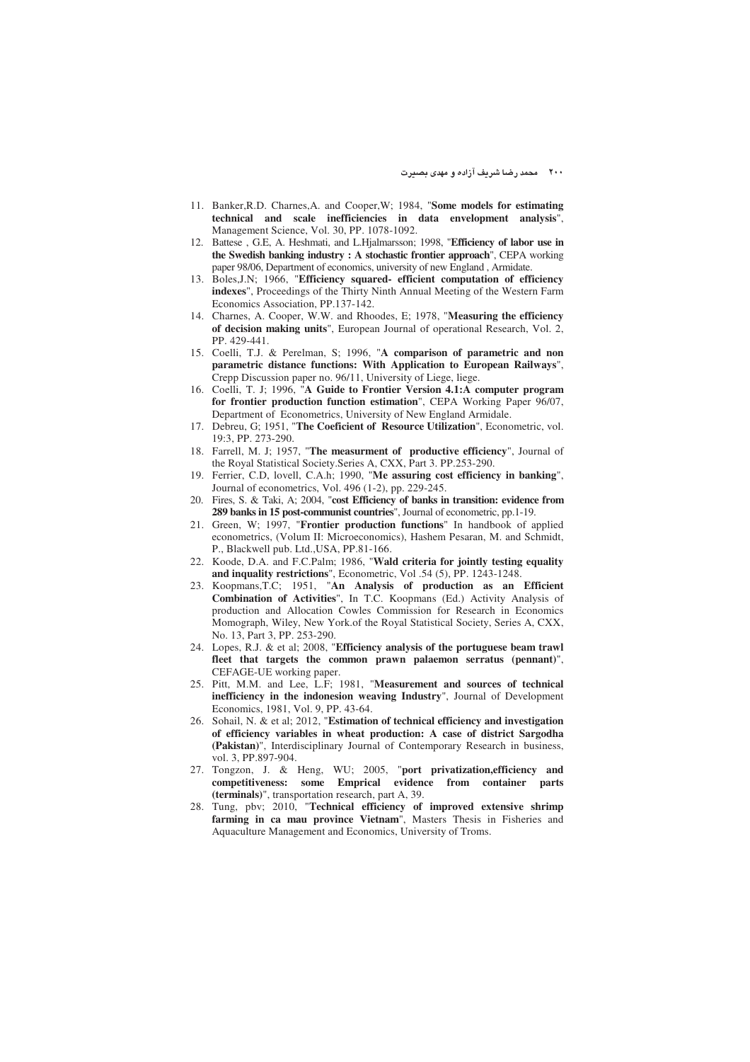11. Banker,R.D. Charnes,A. and Cooper,W; 1984, "**Some models for estimating technical and scale inefficiencies in data envelopment analysis**", Management Science, Vol. 30, PP. 1078-1092.
12. Battese , G.E, A. Heshmati, and L.Hjalmarsson; 1998, "**Efficiency of labor use in the Swedish banking industry : A stochastic frontier approach**", CEPA working paper 98/06, Department of economics, university of new England , Armidate.
13. Boles,J.N; 1966, "**Efficiency squared- efficient computation of efficiency indexes**", Proceedings of the Thirty Ninth Annual Meeting of the Western Farm Economics Association, PP.137-142.
14. Charnes, A. Cooper, W.W. and Rhoodes, E; 1978, "**Measuring the efficiency of decision making units**", European Journal of operational Research, Vol. 2, PP. 429-441.
15. Coelli, T.J. & Perelman, S; 1996, "**A comparison of parametric and non parametric distance functions: With Application to European Railways**", Crepp Discussion paper no. 96/11, University of Liege, liege.
16. Coelli, T. J; 1996, "**A Guide to Frontier Version 4.1:A computer program for frontier production function estimation**", CEPA Working Paper 96/07, Department of Econometrics, University of New England Armidale.
17. Debreu, G; 1951, "**The Coeficient of Resource Utilization**", Econometric, vol. 19:3, PP. 273-290.
18. Farrell, M. J; 1957, "**The measurment of productive efficiency**", Journal of the Royal Statistical Society.Series A, CXX, Part 3. PP.253-290.
19. Ferrier, C.D, lovell, C.A.h; 1990, "**Me assuring cost efficiency in banking**", Journal of econometrics, Vol. 496 (1-2), pp. 229-245.
20. Fires, S. & Taki, A; 2004, "**cost Efficiency of banks in transition: evidence from 289 banks in 15 post-communist countries**", Journal of econometric, pp.1-19.
21. Green, W; 1997, "**Frontier production functions**" In handbook of applied econometrics, (Volum II: Microeconomics), Hashem Pesaran, M. and Schmidt, P., Blackwell pub. Ltd.,USA, PP.81-166.
22. Koode, D.A. and F.C.Palm; 1986, "**Wald criteria for jointly testing equality and inquality restrictions**", Econometric, Vol .54 (5), PP. 1243-1248.
23. Koopmans,T.C; 1951, "**An Analysis of production as an Efficient Combination of Activities**", In T.C. Koopmans (Ed.) Activity Analysis of production and Allocation Cowles Commission for Research in Economics Momograph, Wiley, New York.of the Royal Statistical Society, Series A, CXX, No. 13, Part 3, PP. 253-290.
24. Lopes, R.J. & et al; 2008, "**Efficiency analysis of the portuguese beam trawl fleet that targets the common prawn palaemon serratus (pennant)**", CEFAGE-UE working paper.
25. Pitt, M.M. and Lee, L.F; 1981, "**Measurement and sources of technical inefficiency in the indonesion weaving Industry**", Journal of Development Economics, 1981, Vol. 9, PP. 43-64.
26. Sohail, N. & et al; 2012, "**Estimation of technical efficiency and investigation of efficiency variables in wheat production: A case of district Sargodha (Pakistan)**", Interdisciplinary Journal of Contemporary Research in business, vol. 3, PP.897-904.
27. Tongzon, J. & Heng, WU; 2005, "**port privatization,efficiency and competitiveness: some Emprical evidence from container parts (terminals)**", transportation research, part A, 39.
28. Tung, pbv; 2010, "**Technical efficiency of improved extensive shrimp farming in ca mau province Vietnam**", Masters Thesis in Fisheries and Aquaculture Management and Economics, University of Troms.